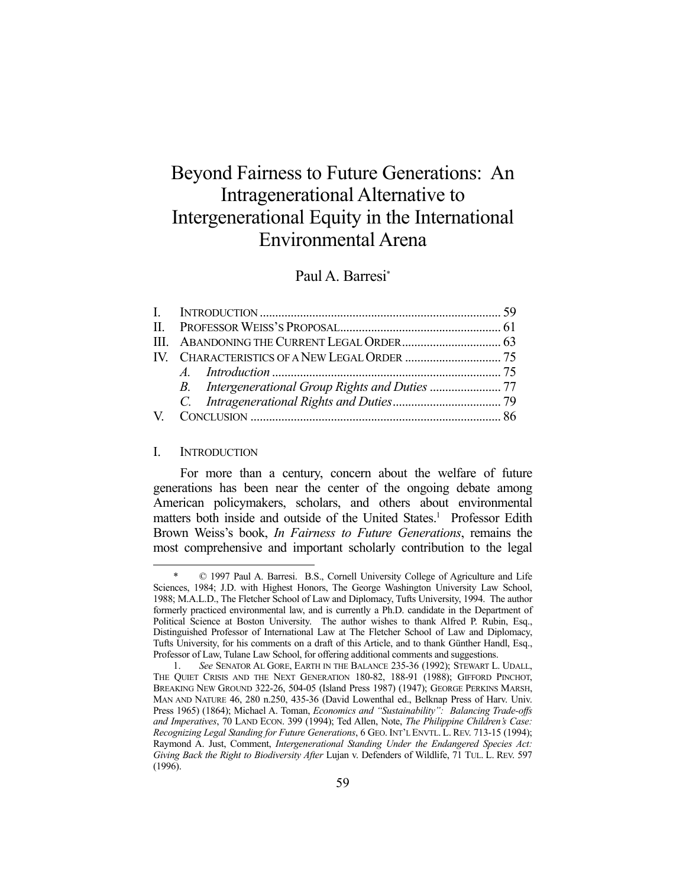# Beyond Fairness to Future Generations: An Intragenerational Alternative to Intergenerational Equity in the International Environmental Arena

Paul A. Barresi*

| | | |
|---|---|---|
| I. | INTRODUCTION | 59 |
| II. | PROFESSOR WEISS'S PROPOSAL | 61 |
| III. | ABANDONING THE CURRENT LEGAL ORDER | 63 |
| IV. | CHARACTERISTICS OF A NEW LEGAL ORDER | 75 |
| | *A. Introduction* | 75 |
| | *B. Intergenerational Group Rights and Duties* | 77 |
| | *C. Intragenerational Rights and Duties* | 79 |
| V. | CONCLUSION | 86 |

## I. INTRODUCTION

For more than a century, concern about the welfare of future generations has been near the center of the ongoing debate among American policymakers, scholars, and others about environmental matters both inside and outside of the United States.[1] Professor Edith Brown Weiss's book, *In Fairness to Future Generations*, remains the most comprehensive and important scholarly contribution to the legal

---

\* © 1997 Paul A. Barresi. B.S., Cornell University College of Agriculture and Life Sciences, 1984; J.D. with Highest Honors, The George Washington University Law School, 1988; M.A.L.D., The Fletcher School of Law and Diplomacy, Tufts University, 1994. The author formerly practiced environmental law, and is currently a Ph.D. candidate in the Department of Political Science at Boston University. The author wishes to thank Alfred P. Rubin, Esq., Distinguished Professor of International Law at The Fletcher School of Law and Diplomacy, Tufts University, for his comments on a draft of this Article, and to thank Günther Handl, Esq., Professor of Law, Tulane Law School, for offering additional comments and suggestions.

1. *See* SENATOR AL GORE, EARTH IN THE BALANCE 235-36 (1992); STEWART L. UDALL, THE QUIET CRISIS AND THE NEXT GENERATION 180-82, 188-91 (1988); GIFFORD PINCHOT, BREAKING NEW GROUND 322-26, 504-05 (Island Press 1987) (1947); GEORGE PERKINS MARSH, MAN AND NATURE 46, 280 n.250, 435-36 (David Lowenthal ed., Belknap Press of Harv. Univ. Press 1965) (1864); Michael A. Toman, *Economics and "Sustainability": Balancing Trade-offs and Imperatives*, 70 LAND ECON. 399 (1994); Ted Allen, Note, *The Philippine Children's Case: Recognizing Legal Standing for Future Generations*, 6 GEO. INT'L ENVTL. L. REV. 713-15 (1994); Raymond A. Just, Comment, *Intergenerational Standing Under the Endangered Species Act: Giving Back the Right to Biodiversity After* Lujan v. Defenders of Wildlife, 71 TUL. L. REV. 597 (1996).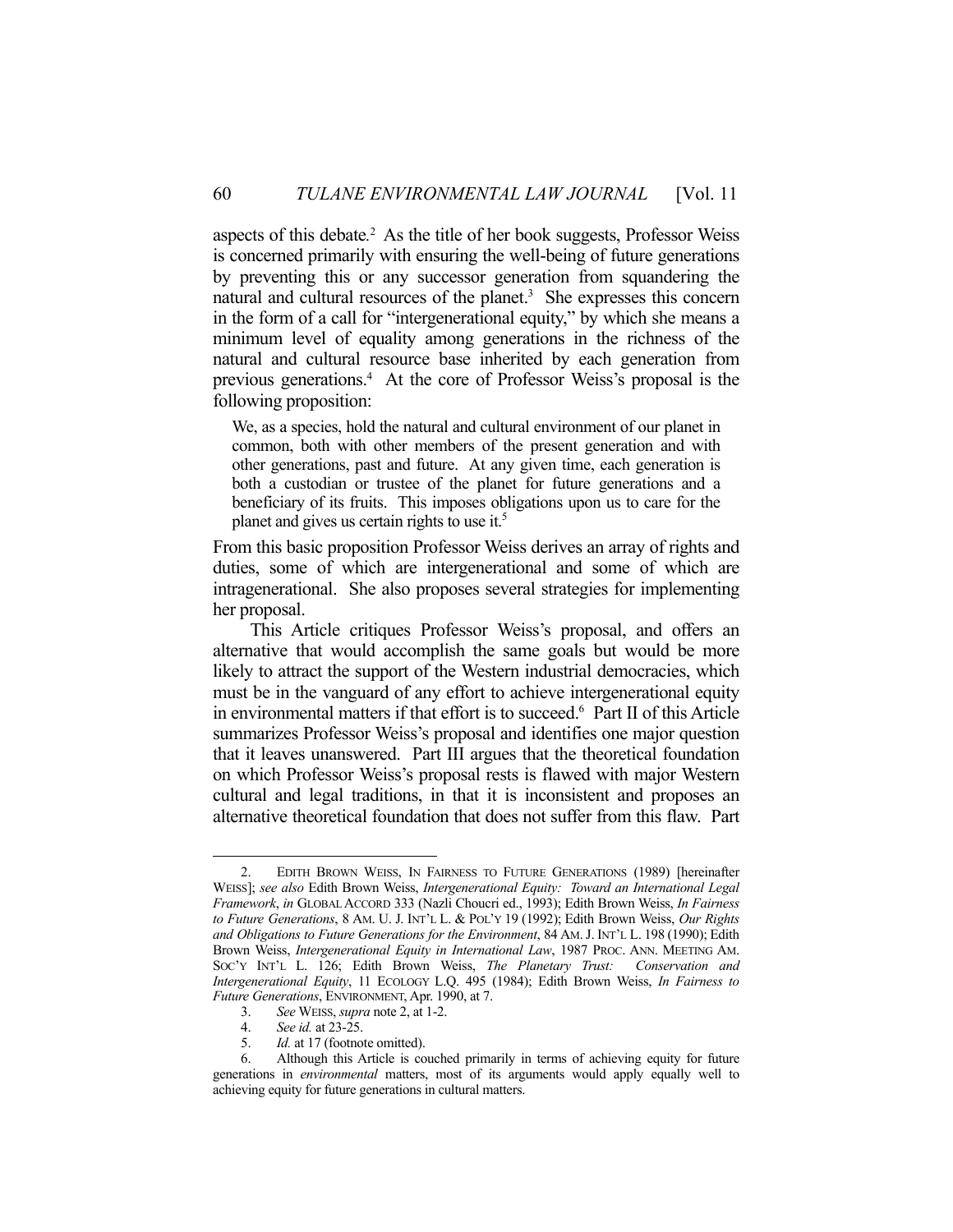aspects of this debate.[2] As the title of her book suggests, Professor Weiss is concerned primarily with ensuring the well-being of future generations by preventing this or any successor generation from squandering the natural and cultural resources of the planet.[3] She expresses this concern in the form of a call for "intergenerational equity," by which she means a minimum level of equality among generations in the richness of the natural and cultural resource base inherited by each generation from previous generations.[4] At the core of Professor Weiss's proposal is the following proposition:

> We, as a species, hold the natural and cultural environment of our planet in common, both with other members of the present generation and with other generations, past and future. At any given time, each generation is both a custodian or trustee of the planet for future generations and a beneficiary of its fruits. This imposes obligations upon us to care for the planet and gives us certain rights to use it.[5]

From this basic proposition Professor Weiss derives an array of rights and duties, some of which are intergenerational and some of which are intragenerational. She also proposes several strategies for implementing her proposal.

This Article critiques Professor Weiss's proposal, and offers an alternative that would accomplish the same goals but would be more likely to attract the support of the Western industrial democracies, which must be in the vanguard of any effort to achieve intergenerational equity in environmental matters if that effort is to succeed.[6] Part II of this Article summarizes Professor Weiss's proposal and identifies one major question that it leaves unanswered. Part III argues that the theoretical foundation on which Professor Weiss's proposal rests is flawed with major Western cultural and legal traditions, in that it is inconsistent and proposes an alternative theoretical foundation that does not suffer from this flaw. Part

---

2. EDITH BROWN WEISS, IN FAIRNESS TO FUTURE GENERATIONS (1989) [hereinafter WEISS]; *see also* Edith Brown Weiss, *Intergenerational Equity: Toward an International Legal Framework*, *in* GLOBAL ACCORD 333 (Nazli Choucri ed., 1993); Edith Brown Weiss, *In Fairness to Future Generations*, 8 AM. U. J. INT'L L. & POL'Y 19 (1992); Edith Brown Weiss, *Our Rights and Obligations to Future Generations for the Environment*, 84 AM. J. INT'L L. 198 (1990); Edith Brown Weiss, *Intergenerational Equity in International Law*, 1987 PROC. ANN. MEETING AM. SOC'Y INT'L L. 126; Edith Brown Weiss, *The Planetary Trust: Conservation and Intergenerational Equity*, 11 ECOLOGY L.Q. 495 (1984); Edith Brown Weiss, *In Fairness to Future Generations*, ENVIRONMENT, Apr. 1990, at 7.

3. *See* WEISS, *supra* note 2, at 1-2.

4. *See id.* at 23-25.

5. *Id.* at 17 (footnote omitted).

6. Although this Article is couched primarily in terms of achieving equity for future generations in *environmental* matters, most of its arguments would apply equally well to achieving equity for future generations in cultural matters.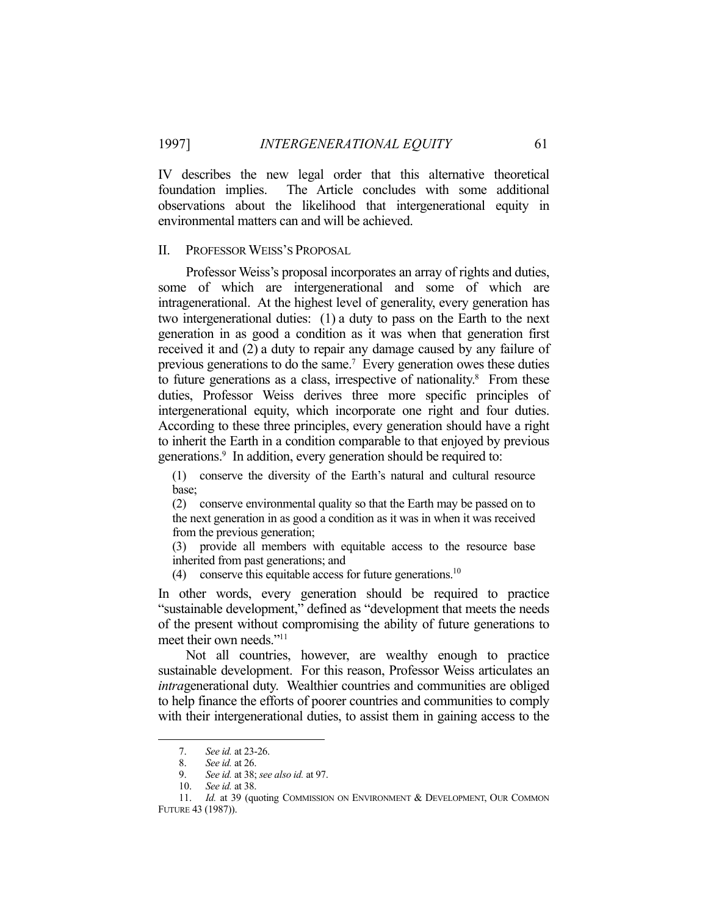IV describes the new legal order that this alternative theoretical foundation implies. The Article concludes with some additional observations about the likelihood that intergenerational equity in environmental matters can and will be achieved.

## II. PROFESSOR WEISS'S PROPOSAL

Professor Weiss's proposal incorporates an array of rights and duties, some of which are intergenerational and some of which are intragenerational. At the highest level of generality, every generation has two intergenerational duties: (1) a duty to pass on the Earth to the next generation in as good a condition as it was when that generation first received it and (2) a duty to repair any damage caused by any failure of previous generations to do the same.[7] Every generation owes these duties to future generations as a class, irrespective of nationality.[8] From these duties, Professor Weiss derives three more specific principles of intergenerational equity, which incorporate one right and four duties. According to these three principles, every generation should have a right to inherit the Earth in a condition comparable to that enjoyed by previous generations.[9] In addition, every generation should be required to:

> (1) conserve the diversity of the Earth's natural and cultural resource base;
>
> (2) conserve environmental quality so that the Earth may be passed on to the next generation in as good a condition as it was in when it was received from the previous generation;
>
> (3) provide all members with equitable access to the resource base inherited from past generations; and
>
> (4) conserve this equitable access for future generations.[10]

In other words, every generation should be required to practice "sustainable development," defined as "development that meets the needs of the present without compromising the ability of future generations to meet their own needs."[11]

Not all countries, however, are wealthy enough to practice sustainable development. For this reason, Professor Weiss articulates an *intra*generational duty. Wealthier countries and communities are obliged to help finance the efforts of poorer countries and communities to comply with their intergenerational duties, to assist them in gaining access to the

---

7. *See id.* at 23-26.

8. *See id.* at 26.

9. *See id.* at 38; *see also id.* at 97.

10. *See id.* at 38.

11. *Id.* at 39 (quoting COMMISSION ON ENVIRONMENT & DEVELOPMENT, OUR COMMON FUTURE 43 (1987)).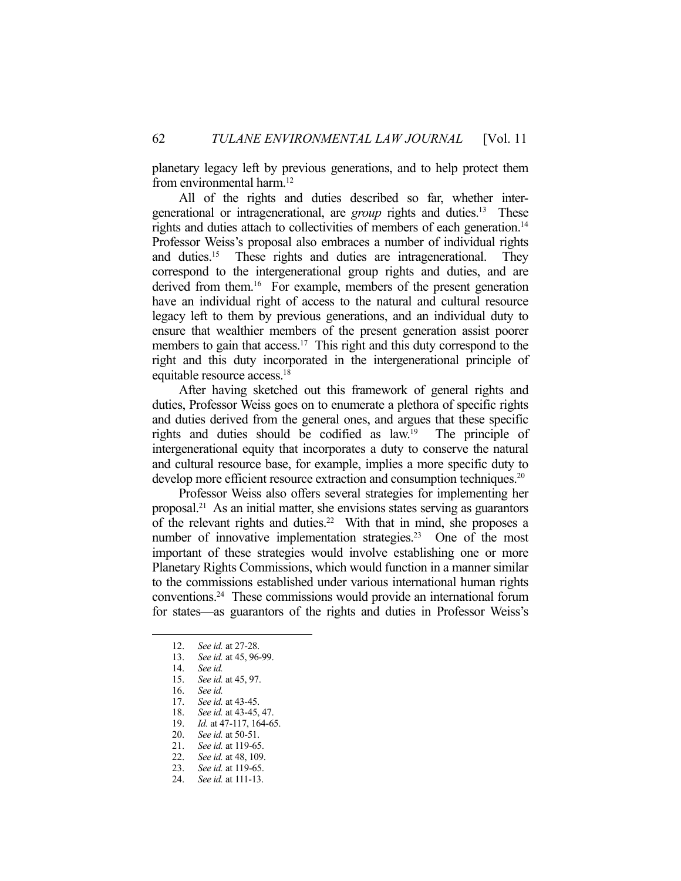planetary legacy left by previous generations, and to help protect them from environmental harm.[12]

All of the rights and duties described so far, whether intergenerational or intragenerational, are *group* rights and duties.[13] These rights and duties attach to collectivities of members of each generation.[14] Professor Weiss's proposal also embraces a number of individual rights and duties.[15] These rights and duties are intragenerational. They correspond to the intergenerational group rights and duties, and are derived from them.[16] For example, members of the present generation have an individual right of access to the natural and cultural resource legacy left to them by previous generations, and an individual duty to ensure that wealthier members of the present generation assist poorer members to gain that access.[17] This right and this duty correspond to the right and this duty incorporated in the intergenerational principle of equitable resource access.[18]

After having sketched out this framework of general rights and duties, Professor Weiss goes on to enumerate a plethora of specific rights and duties derived from the general ones, and argues that these specific rights and duties should be codified as law.[19] The principle of intergenerational equity that incorporates a duty to conserve the natural and cultural resource base, for example, implies a more specific duty to develop more efficient resource extraction and consumption techniques.[20]

Professor Weiss also offers several strategies for implementing her proposal.[21] As an initial matter, she envisions states serving as guarantors of the relevant rights and duties.[22] With that in mind, she proposes a number of innovative implementation strategies.[23] One of the most important of these strategies would involve establishing one or more Planetary Rights Commissions, which would function in a manner similar to the commissions established under various international human rights conventions.[24] These commissions would provide an international forum for states—as guarantors of the rights and duties in Professor Weiss's

---

12. *See id.* at 27-28.
13. *See id.* at 45, 96-99.
14. *See id.*
15. *See id.* at 45, 97.
16. *See id.*
17. *See id.* at 43-45.
18. *See id.* at 43-45, 47.
19. *Id.* at 47-117, 164-65.
20. *See id.* at 50-51.
21. *See id.* at 119-65.
22. *See id.* at 48, 109.
23. *See id.* at 119-65.
24. *See id.* at 111-13.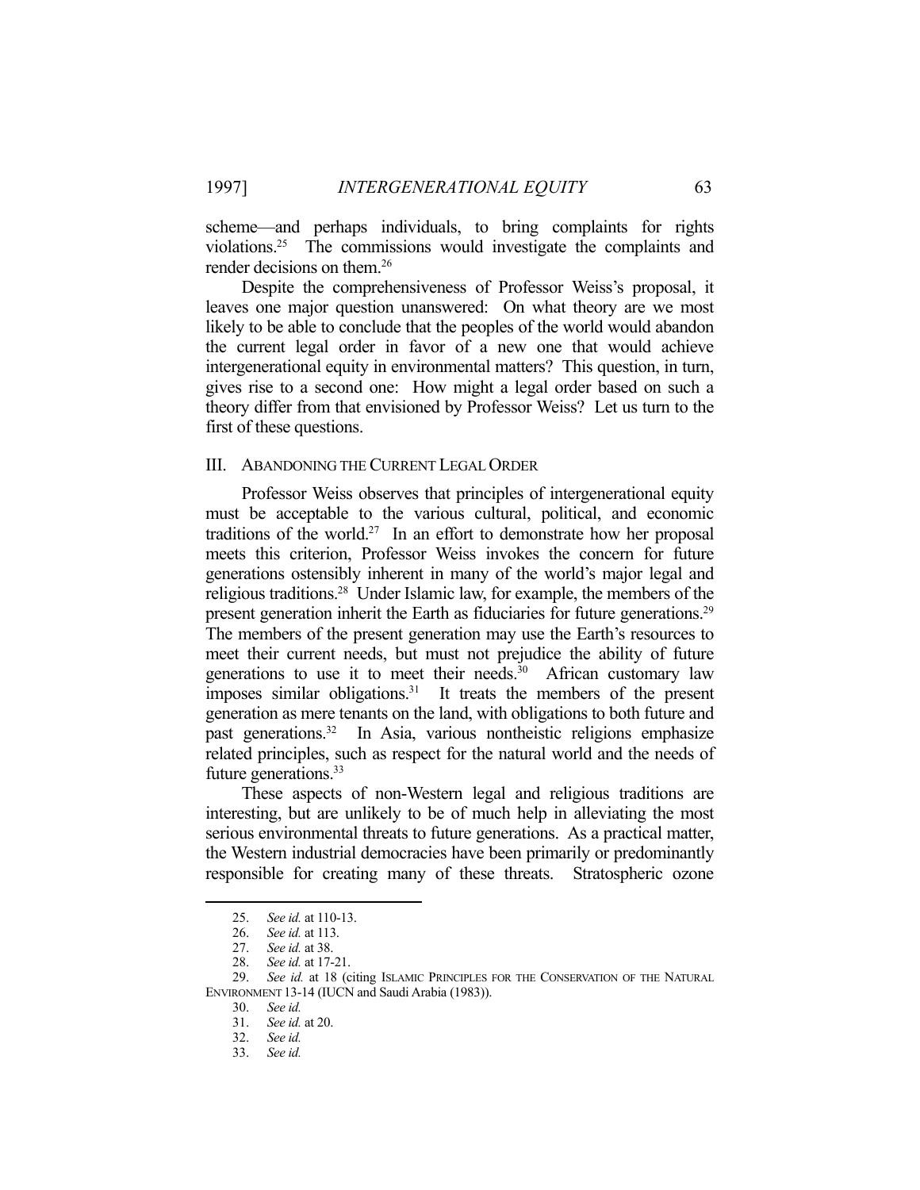scheme—and perhaps individuals, to bring complaints for rights violations.[25] The commissions would investigate the complaints and render decisions on them.[26]

Despite the comprehensiveness of Professor Weiss's proposal, it leaves one major question unanswered: On what theory are we most likely to be able to conclude that the peoples of the world would abandon the current legal order in favor of a new one that would achieve intergenerational equity in environmental matters? This question, in turn, gives rise to a second one: How might a legal order based on such a theory differ from that envisioned by Professor Weiss? Let us turn to the first of these questions.

## III. ABANDONING THE CURRENT LEGAL ORDER

Professor Weiss observes that principles of intergenerational equity must be acceptable to the various cultural, political, and economic traditions of the world.[27] In an effort to demonstrate how her proposal meets this criterion, Professor Weiss invokes the concern for future generations ostensibly inherent in many of the world's major legal and religious traditions.[28] Under Islamic law, for example, the members of the present generation inherit the Earth as fiduciaries for future generations.[29] The members of the present generation may use the Earth's resources to meet their current needs, but must not prejudice the ability of future generations to use it to meet their needs.[30] African customary law imposes similar obligations.[31] It treats the members of the present generation as mere tenants on the land, with obligations to both future and past generations.[32] In Asia, various nontheistic religions emphasize related principles, such as respect for the natural world and the needs of future generations.[33]

These aspects of non-Western legal and religious traditions are interesting, but are unlikely to be of much help in alleviating the most serious environmental threats to future generations. As a practical matter, the Western industrial democracies have been primarily or predominantly responsible for creating many of these threats. Stratospheric ozone

---

25. *See id.* at 110-13.
26. *See id.* at 113.
27. *See id.* at 38.
28. *See id.* at 17-21.
29. *See id.* at 18 (citing ISLAMIC PRINCIPLES FOR THE CONSERVATION OF THE NATURAL ENVIRONMENT 13-14 (IUCN and Saudi Arabia (1983)).
30. *See id.*
31. *See id.* at 20.
32. *See id.*
33. *See id.*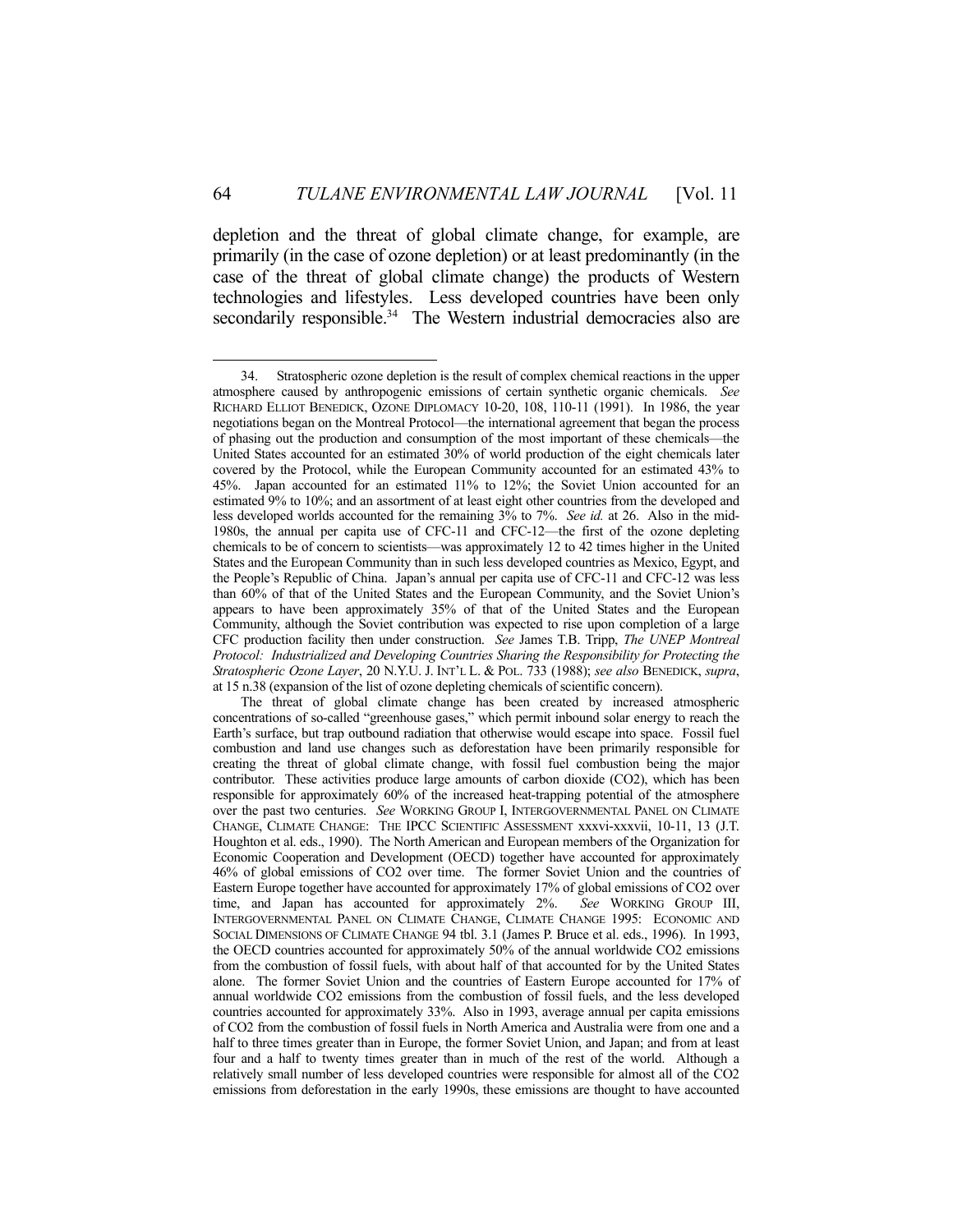depletion and the threat of global climate change, for example, are primarily (in the case of ozone depletion) or at least predominantly (in the case of the threat of global climate change) the products of Western technologies and lifestyles. Less developed countries have been only secondarily responsible.[34] The Western industrial democracies also are

---

34. Stratospheric ozone depletion is the result of complex chemical reactions in the upper atmosphere caused by anthropogenic emissions of certain synthetic organic chemicals. *See* RICHARD ELLIOT BENEDICK, OZONE DIPLOMACY 10-20, 108, 110-11 (1991). In 1986, the year negotiations began on the Montreal Protocol—the international agreement that began the process of phasing out the production and consumption of the most important of these chemicals—the United States accounted for an estimated 30% of world production of the eight chemicals later covered by the Protocol, while the European Community accounted for an estimated 43% to 45%. Japan accounted for an estimated 11% to 12%; the Soviet Union accounted for an estimated 9% to 10%; and an assortment of at least eight other countries from the developed and less developed worlds accounted for the remaining 3% to 7%. *See id.* at 26. Also in the mid-1980s, the annual per capita use of CFC-11 and CFC-12—the first of the ozone depleting chemicals to be of concern to scientists—was approximately 12 to 42 times higher in the United States and the European Community than in such less developed countries as Mexico, Egypt, and the People's Republic of China. Japan's annual per capita use of CFC-11 and CFC-12 was less than 60% of that of the United States and the European Community, and the Soviet Union's appears to have been approximately 35% of that of the United States and the European Community, although the Soviet contribution was expected to rise upon completion of a large CFC production facility then under construction. *See* James T.B. Tripp, *The UNEP Montreal Protocol: Industrialized and Developing Countries Sharing the Responsibility for Protecting the Stratospheric Ozone Layer*, 20 N.Y.U. J. INT'L L. & POL. 733 (1988); *see also* BENEDICK, *supra*, at 15 n.38 (expansion of the list of ozone depleting chemicals of scientific concern).

The threat of global climate change has been created by increased atmospheric concentrations of so-called "greenhouse gases," which permit inbound solar energy to reach the Earth's surface, but trap outbound radiation that otherwise would escape into space. Fossil fuel combustion and land use changes such as deforestation have been primarily responsible for creating the threat of global climate change, with fossil fuel combustion being the major contributor. These activities produce large amounts of carbon dioxide ($CO_2$), which has been responsible for approximately 60% of the increased heat-trapping potential of the atmosphere over the past two centuries. *See* WORKING GROUP I, INTERGOVERNMENTAL PANEL ON CLIMATE CHANGE, CLIMATE CHANGE: THE IPCC SCIENTIFIC ASSESSMENT xxxvi-xxxvii, 10-11, 13 (J.T. Houghton et al. eds., 1990). The North American and European members of the Organization for Economic Cooperation and Development (OECD) together have accounted for approximately 46% of global emissions of $CO_2$ over time. The former Soviet Union and the countries of Eastern Europe together have accounted for approximately 17% of global emissions of $CO_2$ over time, and Japan has accounted for approximately 2%. *See* WORKING GROUP III, INTERGOVERNMENTAL PANEL ON CLIMATE CHANGE, CLIMATE CHANGE 1995: ECONOMIC AND SOCIAL DIMENSIONS OF CLIMATE CHANGE 94 tbl. 3.1 (James P. Bruce et al. eds., 1996). In 1993, the OECD countries accounted for approximately 50% of the annual worldwide $CO_2$ emissions from the combustion of fossil fuels, with about half of that accounted for by the United States alone. The former Soviet Union and the countries of Eastern Europe accounted for 17% of annual worldwide $CO_2$ emissions from the combustion of fossil fuels, and the less developed countries accounted for approximately 33%. Also in 1993, average annual per capita emissions of $CO_2$ from the combustion of fossil fuels in North America and Australia were from one and a half to three times greater than in Europe, the former Soviet Union, and Japan; and from at least four and a half to twenty times greater than in much of the rest of the world. Although a relatively small number of less developed countries were responsible for almost all of the $CO_2$ emissions from deforestation in the early 1990s, these emissions are thought to have accounted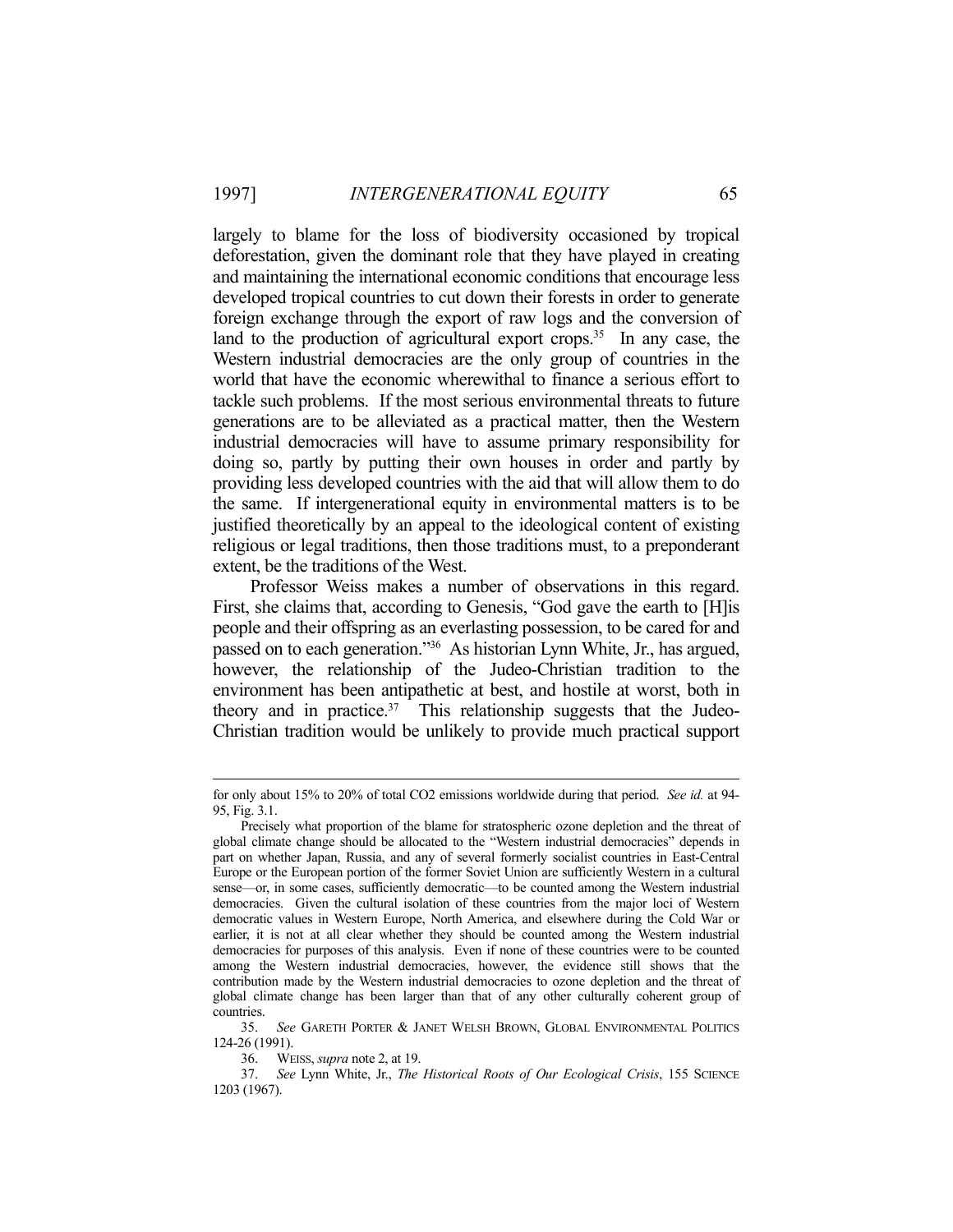largely to blame for the loss of biodiversity occasioned by tropical deforestation, given the dominant role that they have played in creating and maintaining the international economic conditions that encourage less developed tropical countries to cut down their forests in order to generate foreign exchange through the export of raw logs and the conversion of land to the production of agricultural export crops.[35] In any case, the Western industrial democracies are the only group of countries in the world that have the economic wherewithal to finance a serious effort to tackle such problems. If the most serious environmental threats to future generations are to be alleviated as a practical matter, then the Western industrial democracies will have to assume primary responsibility for doing so, partly by putting their own houses in order and partly by providing less developed countries with the aid that will allow them to do the same. If intergenerational equity in environmental matters is to be justified theoretically by an appeal to the ideological content of existing religious or legal traditions, then those traditions must, to a preponderant extent, be the traditions of the West.

Professor Weiss makes a number of observations in this regard. First, she claims that, according to Genesis, "God gave the earth to [H]is people and their offspring as an everlasting possession, to be cared for and passed on to each generation."[36] As historian Lynn White, Jr., has argued, however, the relationship of the Judeo-Christian tradition to the environment has been antipathetic at best, and hostile at worst, both in theory and in practice.[37] This relationship suggests that the Judeo-Christian tradition would be unlikely to provide much practical support

---

for only about 15% to 20% of total $CO_2$ emissions worldwide during that period. *See id.* at 94-95, Fig. 3.1.

Precisely what proportion of the blame for stratospheric ozone depletion and the threat of global climate change should be allocated to the "Western industrial democracies" depends in part on whether Japan, Russia, and any of several formerly socialist countries in East-Central Europe or the European portion of the former Soviet Union are sufficiently Western in a cultural sense—or, in some cases, sufficiently democratic—to be counted among the Western industrial democracies. Given the cultural isolation of these countries from the major loci of Western democratic values in Western Europe, North America, and elsewhere during the Cold War or earlier, it is not at all clear whether they should be counted among the Western industrial democracies for purposes of this analysis. Even if none of these countries were to be counted among the Western industrial democracies, however, the evidence still shows that the contribution made by the Western industrial democracies to ozone depletion and the threat of global climate change has been larger than that of any other culturally coherent group of countries.

35. *See* GARETH PORTER & JANET WELSH BROWN, GLOBAL ENVIRONMENTAL POLITICS 124-26 (1991).

36. WEISS, *supra* note 2, at 19.

37. *See* Lynn White, Jr., *The Historical Roots of Our Ecological Crisis*, 155 SCIENCE 1203 (1967).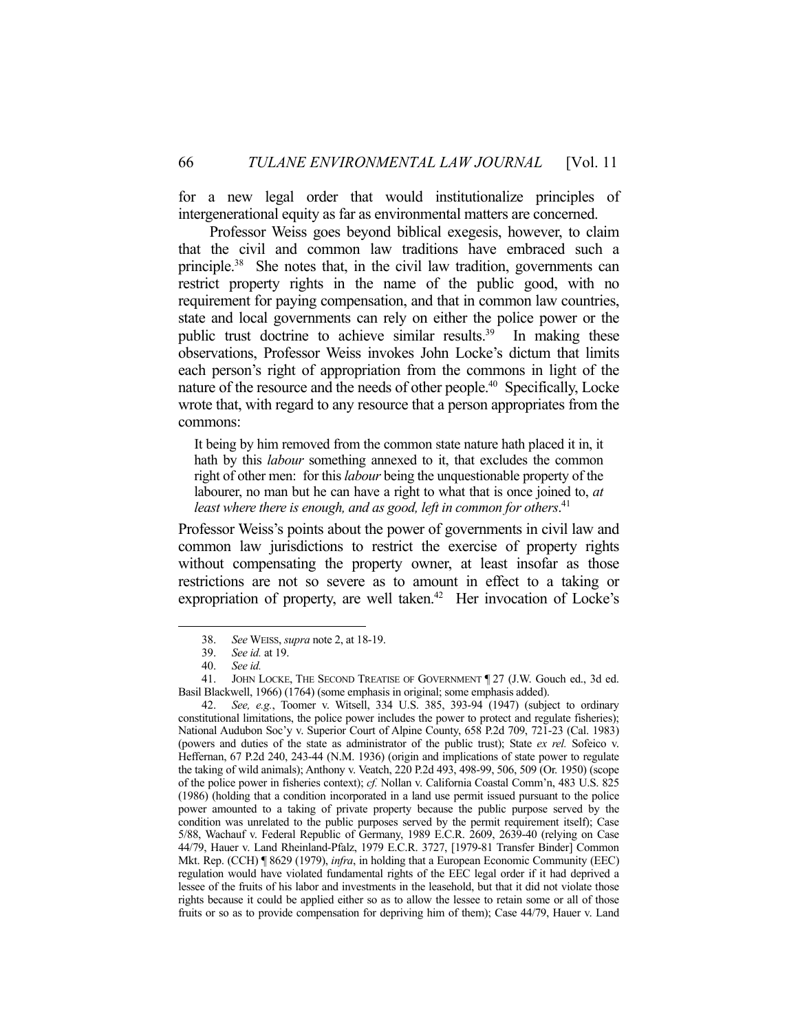for a new legal order that would institutionalize principles of intergenerational equity as far as environmental matters are concerned.

Professor Weiss goes beyond biblical exegesis, however, to claim that the civil and common law traditions have embraced such a principle.[38] She notes that, in the civil law tradition, governments can restrict property rights in the name of the public good, with no requirement for paying compensation, and that in common law countries, state and local governments can rely on either the police power or the public trust doctrine to achieve similar results.[39] In making these observations, Professor Weiss invokes John Locke's dictum that limits each person's right of appropriation from the commons in light of the nature of the resource and the needs of other people.[40] Specifically, Locke wrote that, with regard to any resource that a person appropriates from the commons:

> It being by him removed from the common state nature hath placed it in, it hath by this *labour* something annexed to it, that excludes the common right of other men: for this *labour* being the unquestionable property of the labourer, no man but he can have a right to what that is once joined to, *at least where there is enough, and as good, left in common for others*.[41]

Professor Weiss's points about the power of governments in civil law and common law jurisdictions to restrict the exercise of property rights without compensating the property owner, at least insofar as those restrictions are not so severe as to amount in effect to a taking or expropriation of property, are well taken.[42] Her invocation of Locke's

---

38. *See* WEISS, *supra* note 2, at 18-19.

39. *See id.* at 19.

40. *See id.*

41. JOHN LOCKE, THE SECOND TREATISE OF GOVERNMENT ¶ 27 (J.W. Gouch ed., 3d ed. Basil Blackwell, 1966) (1764) (some emphasis in original; some emphasis added).

42. *See, e.g.*, Toomer v. Witsell, 334 U.S. 385, 393-94 (1947) (subject to ordinary constitutional limitations, the police power includes the power to protect and regulate fisheries); National Audubon Soc'y v. Superior Court of Alpine County, 658 P.2d 709, 721-23 (Cal. 1983) (powers and duties of the state as administrator of the public trust); State *ex rel.* Sofeico v. Heffernan, 67 P.2d 240, 243-44 (N.M. 1936) (origin and implications of state power to regulate the taking of wild animals); Anthony v. Veatch, 220 P.2d 493, 498-99, 506, 509 (Or. 1950) (scope of the police power in fisheries context); *cf.* Nollan v. California Coastal Comm'n, 483 U.S. 825 (1986) (holding that a condition incorporated in a land use permit issued pursuant to the police power amounted to a taking of private property because the public purpose served by the condition was unrelated to the public purposes served by the permit requirement itself); Case 5/88, Wachauf v. Federal Republic of Germany, 1989 E.C.R. 2609, 2639-40 (relying on Case 44/79, Hauer v. Land Rheinland-Pfalz, 1979 E.C.R. 3727, [1979-81 Transfer Binder] Common Mkt. Rep. (CCH) ¶ 8629 (1979), *infra*, in holding that a European Economic Community (EEC) regulation would have violated fundamental rights of the EEC legal order if it had deprived a lessee of the fruits of his labor and investments in the leasehold, but that it did not violate those rights because it could be applied either so as to allow the lessee to retain some or all of those fruits or so as to provide compensation for depriving him of them); Case 44/79, Hauer v. Land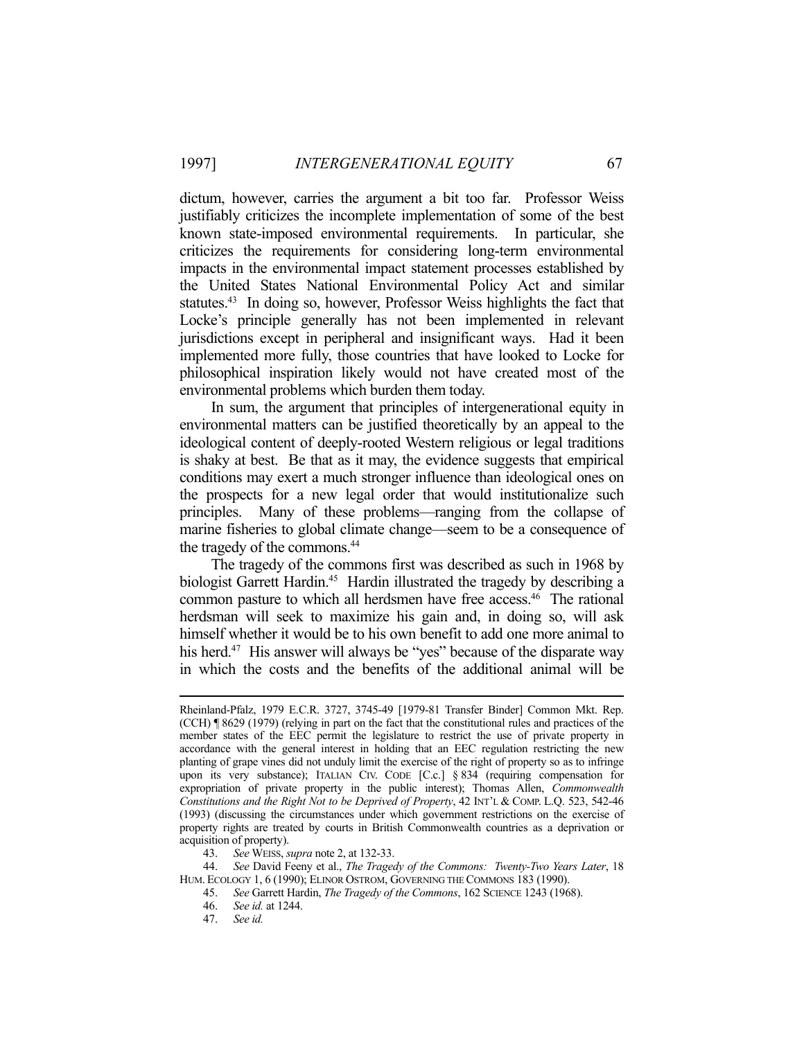dictum, however, carries the argument a bit too far. Professor Weiss justifiably criticizes the incomplete implementation of some of the best known state-imposed environmental requirements. In particular, she criticizes the requirements for considering long-term environmental impacts in the environmental impact statement processes established by the United States National Environmental Policy Act and similar statutes.[43] In doing so, however, Professor Weiss highlights the fact that Locke's principle generally has not been implemented in relevant jurisdictions except in peripheral and insignificant ways. Had it been implemented more fully, those countries that have looked to Locke for philosophical inspiration likely would not have created most of the environmental problems which burden them today.

In sum, the argument that principles of intergenerational equity in environmental matters can be justified theoretically by an appeal to the ideological content of deeply-rooted Western religious or legal traditions is shaky at best. Be that as it may, the evidence suggests that empirical conditions may exert a much stronger influence than ideological ones on the prospects for a new legal order that would institutionalize such principles. Many of these problems—ranging from the collapse of marine fisheries to global climate change—seem to be a consequence of the tragedy of the commons.[44]

The tragedy of the commons first was described as such in 1968 by biologist Garrett Hardin.[45] Hardin illustrated the tragedy by describing a common pasture to which all herdsmen have free access.[46] The rational herdsman will seek to maximize his gain and, in doing so, will ask himself whether it would be to his own benefit to add one more animal to his herd.[47] His answer will always be "yes" because of the disparate way in which the costs and the benefits of the additional animal will be

---

Rheinland-Pfalz, 1979 E.C.R. 3727, 3745-49 [1979-81 Transfer Binder] Common Mkt. Rep. (CCH) ¶ 8629 (1979) (relying in part on the fact that the constitutional rules and practices of the member states of the EEC permit the legislature to restrict the use of private property in accordance with the general interest in holding that an EEC regulation restricting the new planting of grape vines did not unduly limit the exercise of the right of property so as to infringe upon its very substance); ITALIAN CIV. CODE [C.c.] § 834 (requiring compensation for expropriation of private property in the public interest); Thomas Allen, *Commonwealth Constitutions and the Right Not to be Deprived of Property*, 42 INT'L & COMP. L.Q. 523, 542-46 (1993) (discussing the circumstances under which government restrictions on the exercise of property rights are treated by courts in British Commonwealth countries as a deprivation or acquisition of property).

43. *See* WEISS, *supra* note 2, at 132-33.

44. *See* David Feeny et al., *The Tragedy of the Commons: Twenty-Two Years Later*, 18 HUM. ECOLOGY 1, 6 (1990); ELINOR OSTROM, GOVERNING THE COMMONS 183 (1990).

45. *See* Garrett Hardin, *The Tragedy of the Commons*, 162 SCIENCE 1243 (1968).

46. *See id.* at 1244.

47. *See id.*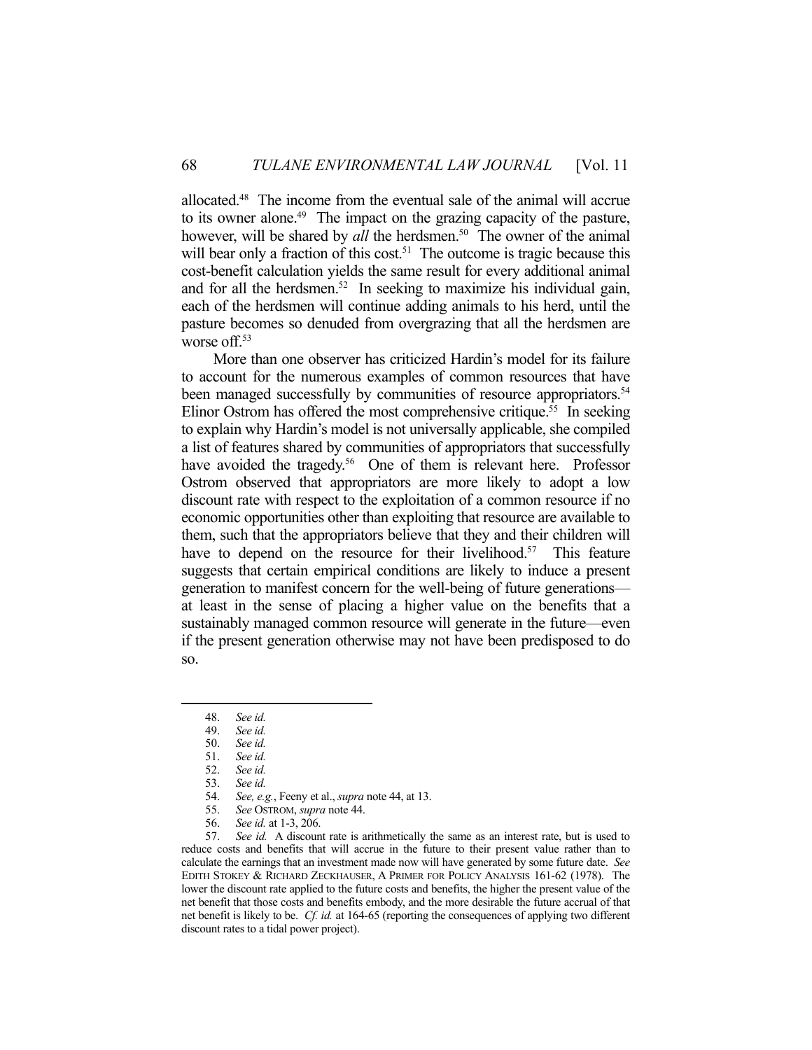allocated.[48] The income from the eventual sale of the animal will accrue to its owner alone.[49] The impact on the grazing capacity of the pasture, however, will be shared by *all* the herdsmen.[50] The owner of the animal will bear only a fraction of this cost.[51] The outcome is tragic because this cost-benefit calculation yields the same result for every additional animal and for all the herdsmen.[52] In seeking to maximize his individual gain, each of the herdsmen will continue adding animals to his herd, until the pasture becomes so denuded from overgrazing that all the herdsmen are worse off.[53]

More than one observer has criticized Hardin's model for its failure to account for the numerous examples of common resources that have been managed successfully by communities of resource appropriators.[54] Elinor Ostrom has offered the most comprehensive critique.[55] In seeking to explain why Hardin's model is not universally applicable, she compiled a list of features shared by communities of appropriators that successfully have avoided the tragedy.[56] One of them is relevant here. Professor Ostrom observed that appropriators are more likely to adopt a low discount rate with respect to the exploitation of a common resource if no economic opportunities other than exploiting that resource are available to them, such that the appropriators believe that they and their children will have to depend on the resource for their livelihood.[57] This feature suggests that certain empirical conditions are likely to induce a present generation to manifest concern for the well-being of future generations—at least in the sense of placing a higher value on the benefits that a sustainably managed common resource will generate in the future—even if the present generation otherwise may not have been predisposed to do so.

---

48. *See id.*
49. *See id.*
50. *See id.*
51. *See id.*
52. *See id.*
53. *See id.*
54. *See, e.g.*, Feeny et al., *supra* note 44, at 13.
55. *See* OSTROM, *supra* note 44.
56. *See id.* at 1-3, 206.
57. *See id.* A discount rate is arithmetically the same as an interest rate, but is used to reduce costs and benefits that will accrue in the future to their present value rather than to calculate the earnings that an investment made now will have generated by some future date. *See* EDITH STOKEY & RICHARD ZECKHAUSER, A PRIMER FOR POLICY ANALYSIS 161-62 (1978). The lower the discount rate applied to the future costs and benefits, the higher the present value of the net benefit that those costs and benefits embody, and the more desirable the future accrual of that net benefit is likely to be. *Cf. id.* at 164-65 (reporting the consequences of applying two different discount rates to a tidal power project).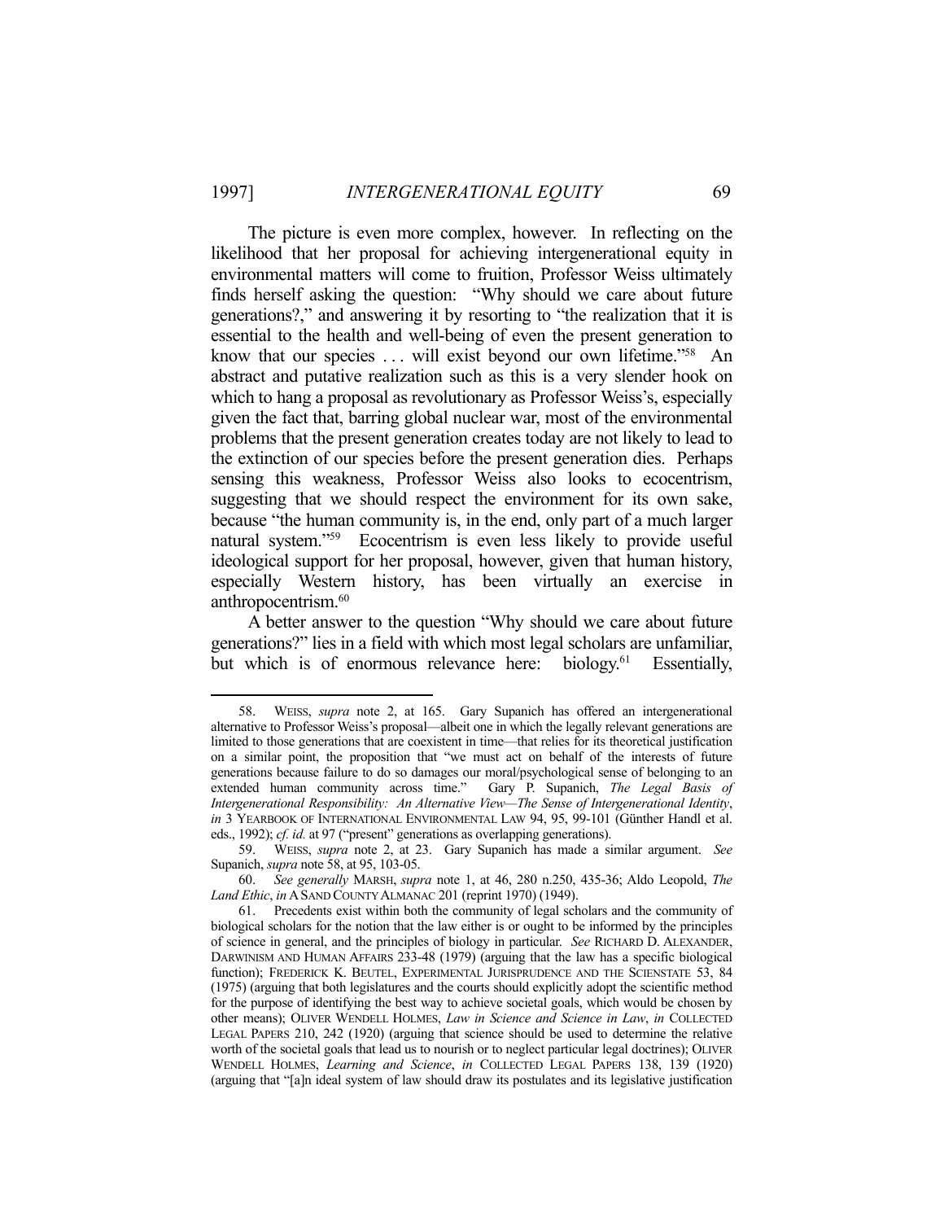The picture is even more complex, however. In reflecting on the likelihood that her proposal for achieving intergenerational equity in environmental matters will come to fruition, Professor Weiss ultimately finds herself asking the question: "Why should we care about future generations?," and answering it by resorting to "the realization that it is essential to the health and well-being of even the present generation to know that our species . . . will exist beyond our own lifetime."[58] An abstract and putative realization such as this is a very slender hook on which to hang a proposal as revolutionary as Professor Weiss's, especially given the fact that, barring global nuclear war, most of the environmental problems that the present generation creates today are not likely to lead to the extinction of our species before the present generation dies. Perhaps sensing this weakness, Professor Weiss also looks to ecocentrism, suggesting that we should respect the environment for its own sake, because "the human community is, in the end, only part of a much larger natural system."[59] Ecocentrism is even less likely to provide useful ideological support for her proposal, however, given that human history, especially Western history, has been virtually an exercise in anthropocentrism.[60]

A better answer to the question "Why should we care about future generations?" lies in a field with which most legal scholars are unfamiliar, but which is of enormous relevance here: biology.[61] Essentially,

---

58. WEISS, *supra* note 2, at 165. Gary Supanich has offered an intergenerational alternative to Professor Weiss's proposal—albeit one in which the legally relevant generations are limited to those generations that are coexistent in time—that relies for its theoretical justification on a similar point, the proposition that "we must act on behalf of the interests of future generations because failure to do so damages our moral/psychological sense of belonging to an extended human community across time." Gary P. Supanich, *The Legal Basis of Intergenerational Responsibility: An Alternative View—The Sense of Intergenerational Identity*, *in* 3 YEARBOOK OF INTERNATIONAL ENVIRONMENTAL LAW 94, 95, 99-101 (Günther Handl et al. eds., 1992); *cf. id.* at 97 ("present" generations as overlapping generations).

59. WEISS, *supra* note 2, at 23. Gary Supanich has made a similar argument. *See* Supanich, *supra* note 58, at 95, 103-05.

60. *See generally* MARSH, *supra* note 1, at 46, 280 n.250, 435-36; Aldo Leopold, *The Land Ethic*, *in* A SAND COUNTY ALMANAC 201 (reprint 1970) (1949).

61. Precedents exist within both the community of legal scholars and the community of biological scholars for the notion that the law either is or ought to be informed by the principles of science in general, and the principles of biology in particular. *See* RICHARD D. ALEXANDER, DARWINISM AND HUMAN AFFAIRS 233-48 (1979) (arguing that the law has a specific biological function); FREDERICK K. BEUTEL, EXPERIMENTAL JURISPRUDENCE AND THE SCIENSTATE 53, 84 (1975) (arguing that both legislatures and the courts should explicitly adopt the scientific method for the purpose of identifying the best way to achieve societal goals, which would be chosen by other means); OLIVER WENDELL HOLMES, *Law in Science and Science in Law*, *in* COLLECTED LEGAL PAPERS 210, 242 (1920) (arguing that science should be used to determine the relative worth of the societal goals that lead us to nourish or to neglect particular legal doctrines); OLIVER WENDELL HOLMES, *Learning and Science*, *in* COLLECTED LEGAL PAPERS 138, 139 (1920) (arguing that "[a]n ideal system of law should draw its postulates and its legislative justification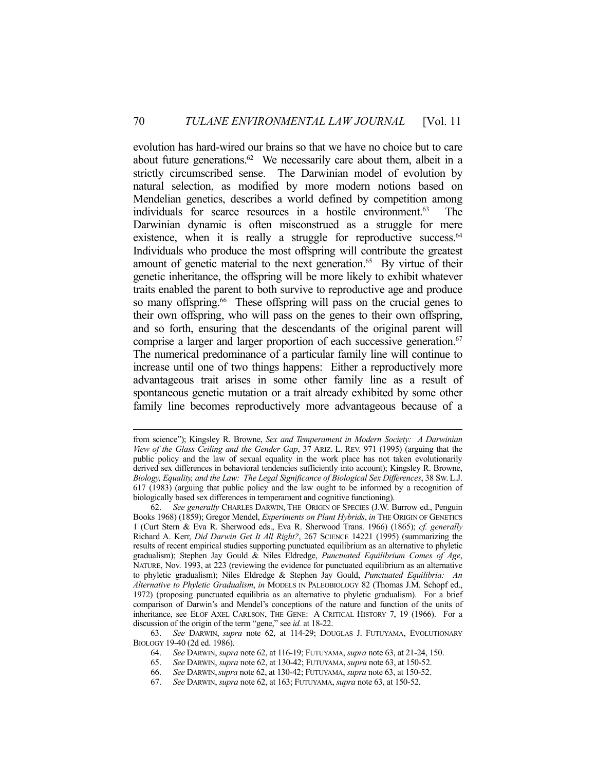evolution has hard-wired our brains so that we have no choice but to care about future generations.[62] We necessarily care about them, albeit in a strictly circumscribed sense. The Darwinian model of evolution by natural selection, as modified by more modern notions based on Mendelian genetics, describes a world defined by competition among individuals for scarce resources in a hostile environment.[63] The Darwinian dynamic is often misconstrued as a struggle for mere existence, when it is really a struggle for reproductive success.[64] Individuals who produce the most offspring will contribute the greatest amount of genetic material to the next generation.[65] By virtue of their genetic inheritance, the offspring will be more likely to exhibit whatever traits enabled the parent to both survive to reproductive age and produce so many offspring.[66] These offspring will pass on the crucial genes to their own offspring, who will pass on the genes to their own offspring, and so forth, ensuring that the descendants of the original parent will comprise a larger and larger proportion of each successive generation.[67] The numerical predominance of a particular family line will continue to increase until one of two things happens: Either a reproductively more advantageous trait arises in some other family line as a result of spontaneous genetic mutation or a trait already exhibited by some other family line becomes reproductively more advantageous because of a

---

from science"); Kingsley R. Browne, *Sex and Temperament in Modern Society: A Darwinian View of the Glass Ceiling and the Gender Gap*, 37 ARIZ. L. REV. 971 (1995) (arguing that the public policy and the law of sexual equality in the work place has not taken evolutionarily derived sex differences in behavioral tendencies sufficiently into account); Kingsley R. Browne, *Biology, Equality, and the Law: The Legal Significance of Biological Sex Differences*, 38 SW. L.J. 617 (1983) (arguing that public policy and the law ought to be informed by a recognition of biologically based sex differences in temperament and cognitive functioning).

62. *See generally* CHARLES DARWIN, THE ORIGIN OF SPECIES (J.W. Burrow ed., Penguin Books 1968) (1859); Gregor Mendel, *Experiments on Plant Hybrids*, *in* THE ORIGIN OF GENETICS 1 (Curt Stern & Eva R. Sherwood eds., Eva R. Sherwood Trans. 1966) (1865); *cf. generally* Richard A. Kerr, *Did Darwin Get It All Right?*, 267 SCIENCE 14221 (1995) (summarizing the results of recent empirical studies supporting punctuated equilibrium as an alternative to phyletic gradualism); Stephen Jay Gould & Niles Eldredge, *Punctuated Equilibrium Comes of Age*, NATURE, Nov. 1993, at 223 (reviewing the evidence for punctuated equilibrium as an alternative to phyletic gradualism); Niles Eldredge & Stephen Jay Gould, *Punctuated Equilibria: An Alternative to Phyletic Gradualism*, *in* MODELS IN PALEOBIOLOGY 82 (Thomas J.M. Schopf ed., 1972) (proposing punctuated equilibria as an alternative to phyletic gradualism). For a brief comparison of Darwin's and Mendel's conceptions of the nature and function of the units of inheritance, see ELOF AXEL CARLSON, THE GENE: A CRITICAL HISTORY 7, 19 (1966). For a discussion of the origin of the term "gene," see *id.* at 18-22.

63. *See* DARWIN, *supra* note 62, at 114-29; DOUGLAS J. FUTUYAMA, EVOLUTIONARY BIOLOGY 19-40 (2d ed. 1986).

64. *See* DARWIN, *supra* note 62, at 116-19; FUTUYAMA, *supra* note 63, at 21-24, 150.

65. *See* DARWIN, *supra* note 62, at 130-42; FUTUYAMA, *supra* note 63, at 150-52.

66. *See* DARWIN, *supra* note 62, at 130-42; FUTUYAMA, *supra* note 63, at 150-52.

67. *See* DARWIN, *supra* note 62, at 163; FUTUYAMA, *supra* note 63, at 150-52.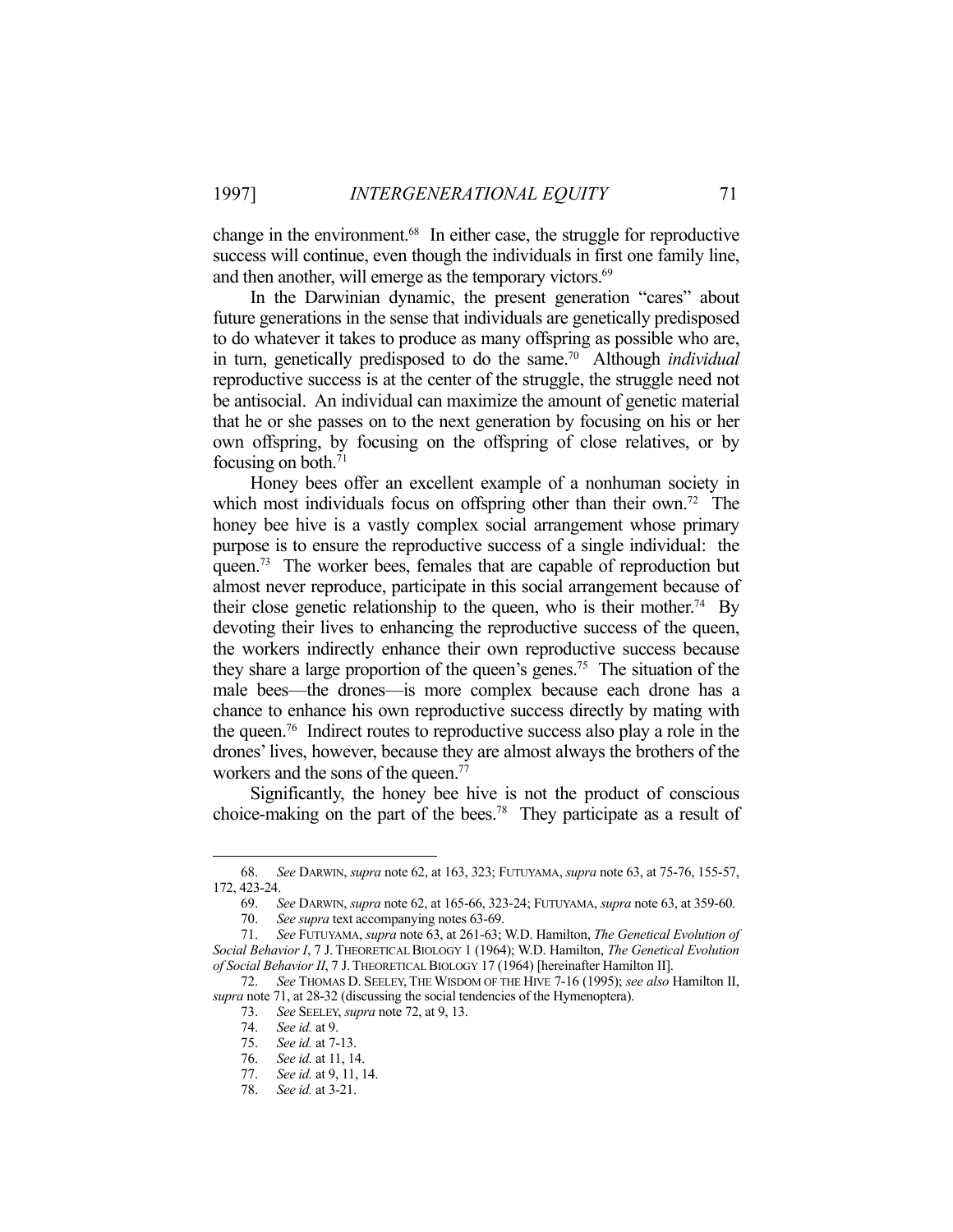change in the environment.[68] In either case, the struggle for reproductive success will continue, even though the individuals in first one family line, and then another, will emerge as the temporary victors.[69]

In the Darwinian dynamic, the present generation "cares" about future generations in the sense that individuals are genetically predisposed to do whatever it takes to produce as many offspring as possible who are, in turn, genetically predisposed to do the same.[70] Although *individual* reproductive success is at the center of the struggle, the struggle need not be antisocial. An individual can maximize the amount of genetic material that he or she passes on to the next generation by focusing on his or her own offspring, by focusing on the offspring of close relatives, or by focusing on both.[71]

Honey bees offer an excellent example of a nonhuman society in which most individuals focus on offspring other than their own.[72] The honey bee hive is a vastly complex social arrangement whose primary purpose is to ensure the reproductive success of a single individual: the queen.[73] The worker bees, females that are capable of reproduction but almost never reproduce, participate in this social arrangement because of their close genetic relationship to the queen, who is their mother.[74] By devoting their lives to enhancing the reproductive success of the queen, the workers indirectly enhance their own reproductive success because they share a large proportion of the queen's genes.[75] The situation of the male bees—the drones—is more complex because each drone has a chance to enhance his own reproductive success directly by mating with the queen.[76] Indirect routes to reproductive success also play a role in the drones' lives, however, because they are almost always the brothers of the workers and the sons of the queen.[77]

Significantly, the honey bee hive is not the product of conscious choice-making on the part of the bees.[78] They participate as a result of

---

68. *See* DARWIN, *supra* note 62, at 163, 323; FUTUYAMA, *supra* note 63, at 75-76, 155-57, 172, 423-24.

69. *See* DARWIN, *supra* note 62, at 165-66, 323-24; FUTUYAMA, *supra* note 63, at 359-60.

70. *See supra* text accompanying notes 63-69.

71. *See* FUTUYAMA, *supra* note 63, at 261-63; W.D. Hamilton, *The Genetical Evolution of Social Behavior I*, 7 J. THEORETICAL BIOLOGY 1 (1964); W.D. Hamilton, *The Genetical Evolution of Social Behavior II*, 7 J. THEORETICAL BIOLOGY 17 (1964) [hereinafter Hamilton II].

72. *See* THOMAS D. SEELEY, THE WISDOM OF THE HIVE 7-16 (1995); *see also* Hamilton II, *supra* note 71, at 28-32 (discussing the social tendencies of the Hymenoptera).

73. *See* SEELEY, *supra* note 72, at 9, 13.

74. *See id.* at 9.

75. *See id.* at 7-13.

76. *See id.* at 11, 14.

77. *See id.* at 9, 11, 14.

78. *See id.* at 3-21.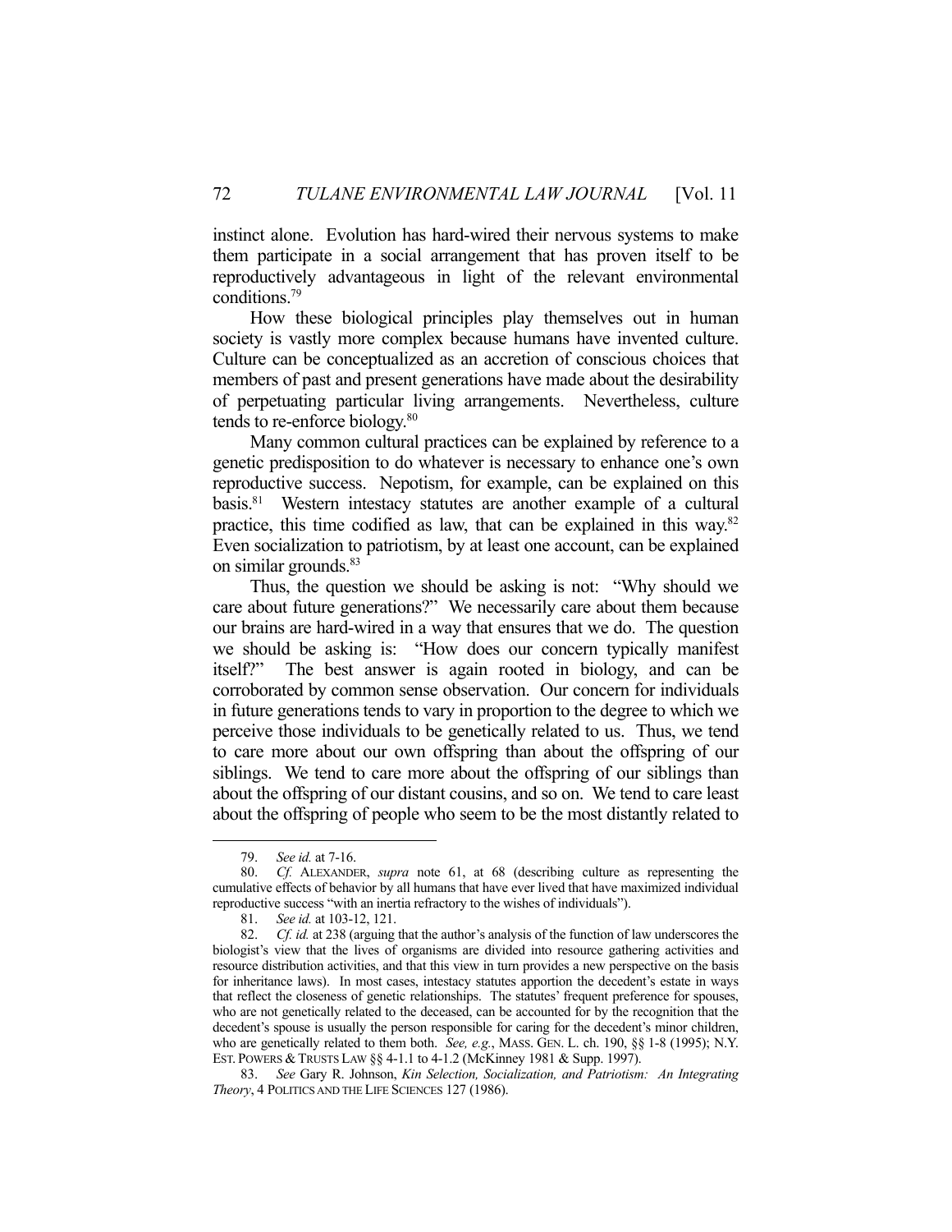instinct alone. Evolution has hard-wired their nervous systems to make them participate in a social arrangement that has proven itself to be reproductively advantageous in light of the relevant environmental conditions.[79]

How these biological principles play themselves out in human society is vastly more complex because humans have invented culture. Culture can be conceptualized as an accretion of conscious choices that members of past and present generations have made about the desirability of perpetuating particular living arrangements. Nevertheless, culture tends to re-enforce biology.[80]

Many common cultural practices can be explained by reference to a genetic predisposition to do whatever is necessary to enhance one's own reproductive success. Nepotism, for example, can be explained on this basis.[81] Western intestacy statutes are another example of a cultural practice, this time codified as law, that can be explained in this way.[82] Even socialization to patriotism, by at least one account, can be explained on similar grounds.[83]

Thus, the question we should be asking is not: "Why should we care about future generations?" We necessarily care about them because our brains are hard-wired in a way that ensures that we do. The question we should be asking is: "How does our concern typically manifest itself?" The best answer is again rooted in biology, and can be corroborated by common sense observation. Our concern for individuals in future generations tends to vary in proportion to the degree to which we perceive those individuals to be genetically related to us. Thus, we tend to care more about our own offspring than about the offspring of our siblings. We tend to care more about the offspring of our siblings than about the offspring of our distant cousins, and so on. We tend to care least about the offspring of people who seem to be the most distantly related to

---

79. *See id.* at 7-16.

80. *Cf.* ALEXANDER, *supra* note 61, at 68 (describing culture as representing the cumulative effects of behavior by all humans that have ever lived that have maximized individual reproductive success "with an inertia refractory to the wishes of individuals").

81. *See id.* at 103-12, 121.

82. *Cf. id.* at 238 (arguing that the author's analysis of the function of law underscores the biologist's view that the lives of organisms are divided into resource gathering activities and resource distribution activities, and that this view in turn provides a new perspective on the basis for inheritance laws). In most cases, intestacy statutes apportion the decedent's estate in ways that reflect the closeness of genetic relationships. The statutes' frequent preference for spouses, who are not genetically related to the deceased, can be accounted for by the recognition that the decedent's spouse is usually the person responsible for caring for the decedent's minor children, who are genetically related to them both. *See, e.g.*, MASS. GEN. L. ch. 190, §§ 1-8 (1995); N.Y. EST. POWERS & TRUSTS LAW §§ 4-1.1 to 4-1.2 (McKinney 1981 & Supp. 1997).

83. *See* Gary R. Johnson, *Kin Selection, Socialization, and Patriotism: An Integrating Theory*, 4 POLITICS AND THE LIFE SCIENCES 127 (1986).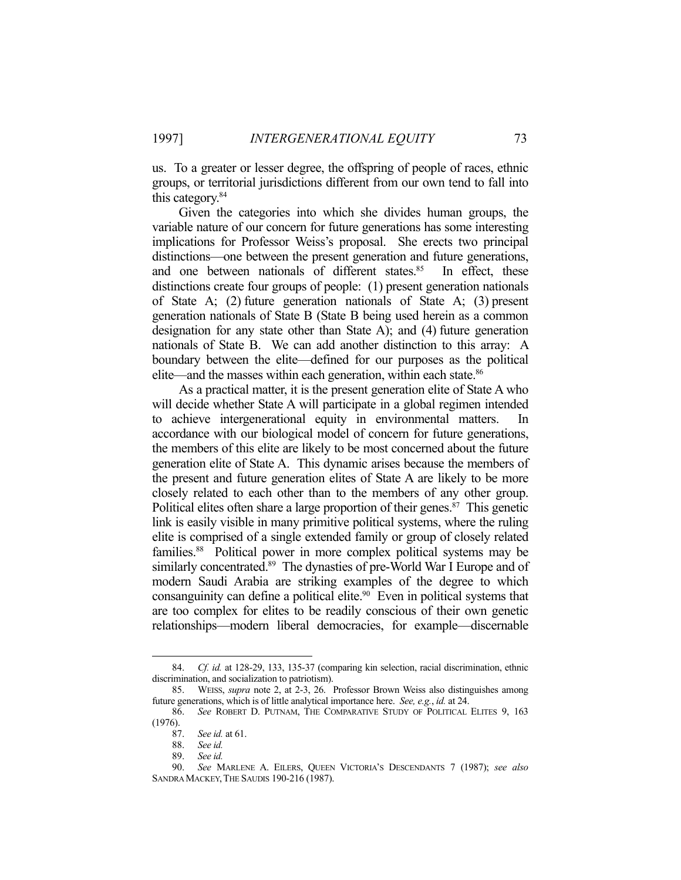us. To a greater or lesser degree, the offspring of people of races, ethnic groups, or territorial jurisdictions different from our own tend to fall into this category.[84]

Given the categories into which she divides human groups, the variable nature of our concern for future generations has some interesting implications for Professor Weiss's proposal. She erects two principal distinctions—one between the present generation and future generations, and one between nationals of different states.[85] In effect, these distinctions create four groups of people: (1) present generation nationals of State A; (2) future generation nationals of State A; (3) present generation nationals of State B (State B being used herein as a common designation for any state other than State A); and (4) future generation nationals of State B. We can add another distinction to this array: A boundary between the elite—defined for our purposes as the political elite—and the masses within each generation, within each state.[86]

As a practical matter, it is the present generation elite of State A who will decide whether State A will participate in a global regimen intended to achieve intergenerational equity in environmental matters. In accordance with our biological model of concern for future generations, the members of this elite are likely to be most concerned about the future generation elite of State A. This dynamic arises because the members of the present and future generation elites of State A are likely to be more closely related to each other than to the members of any other group. Political elites often share a large proportion of their genes.[87] This genetic link is easily visible in many primitive political systems, where the ruling elite is comprised of a single extended family or group of closely related families.[88] Political power in more complex political systems may be similarly concentrated.[89] The dynasties of pre-World War I Europe and of modern Saudi Arabia are striking examples of the degree to which consanguinity can define a political elite.[90] Even in political systems that are too complex for elites to be readily conscious of their own genetic relationships—modern liberal democracies, for example—discernable

---

84. *Cf. id.* at 128-29, 133, 135-37 (comparing kin selection, racial discrimination, ethnic discrimination, and socialization to patriotism).

85. WEISS, *supra* note 2, at 2-3, 26. Professor Brown Weiss also distinguishes among future generations, which is of little analytical importance here. *See, e.g.*, *id.* at 24.

86. *See* ROBERT D. PUTNAM, THE COMPARATIVE STUDY OF POLITICAL ELITES 9, 163 (1976).

87. *See id.* at 61.

88. *See id.*

89. *See id.*

90. *See* MARLENE A. EILERS, QUEEN VICTORIA'S DESCENDANTS 7 (1987); *see also* SANDRA MACKEY, THE SAUDIS 190-216 (1987).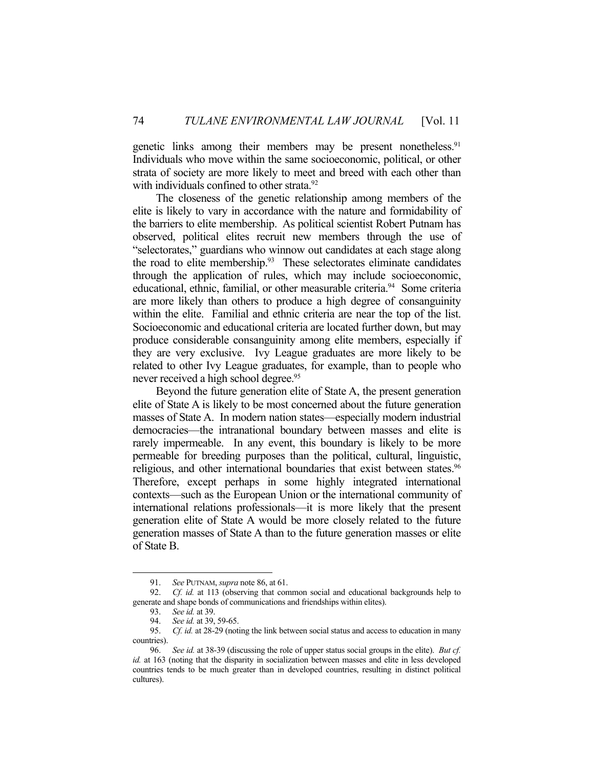genetic links among their members may be present nonetheless.[91] Individuals who move within the same socioeconomic, political, or other strata of society are more likely to meet and breed with each other than with individuals confined to other strata.[92]

The closeness of the genetic relationship among members of the elite is likely to vary in accordance with the nature and formidability of the barriers to elite membership. As political scientist Robert Putnam has observed, political elites recruit new members through the use of "selectorates," guardians who winnow out candidates at each stage along the road to elite membership.[93] These selectorates eliminate candidates through the application of rules, which may include socioeconomic, educational, ethnic, familial, or other measurable criteria.[94] Some criteria are more likely than others to produce a high degree of consanguinity within the elite. Familial and ethnic criteria are near the top of the list. Socioeconomic and educational criteria are located further down, but may produce considerable consanguinity among elite members, especially if they are very exclusive. Ivy League graduates are more likely to be related to other Ivy League graduates, for example, than to people who never received a high school degree.[95]

Beyond the future generation elite of State A, the present generation elite of State A is likely to be most concerned about the future generation masses of State A. In modern nation states—especially modern industrial democracies—the intranational boundary between masses and elite is rarely impermeable. In any event, this boundary is likely to be more permeable for breeding purposes than the political, cultural, linguistic, religious, and other international boundaries that exist between states.[96] Therefore, except perhaps in some highly integrated international contexts—such as the European Union or the international community of international relations professionals—it is more likely that the present generation elite of State A would be more closely related to the future generation masses of State A than to the future generation masses or elite of State B.

---

91. *See* PUTNAM, *supra* note 86, at 61.

92. *Cf. id.* at 113 (observing that common social and educational backgrounds help to generate and shape bonds of communications and friendships within elites).

93. *See id.* at 39.

94. *See id.* at 39, 59-65.

95. *Cf. id.* at 28-29 (noting the link between social status and access to education in many countries).

96. *See id.* at 38-39 (discussing the role of upper status social groups in the elite). *But cf. id.* at 163 (noting that the disparity in socialization between masses and elite in less developed countries tends to be much greater than in developed countries, resulting in distinct political cultures).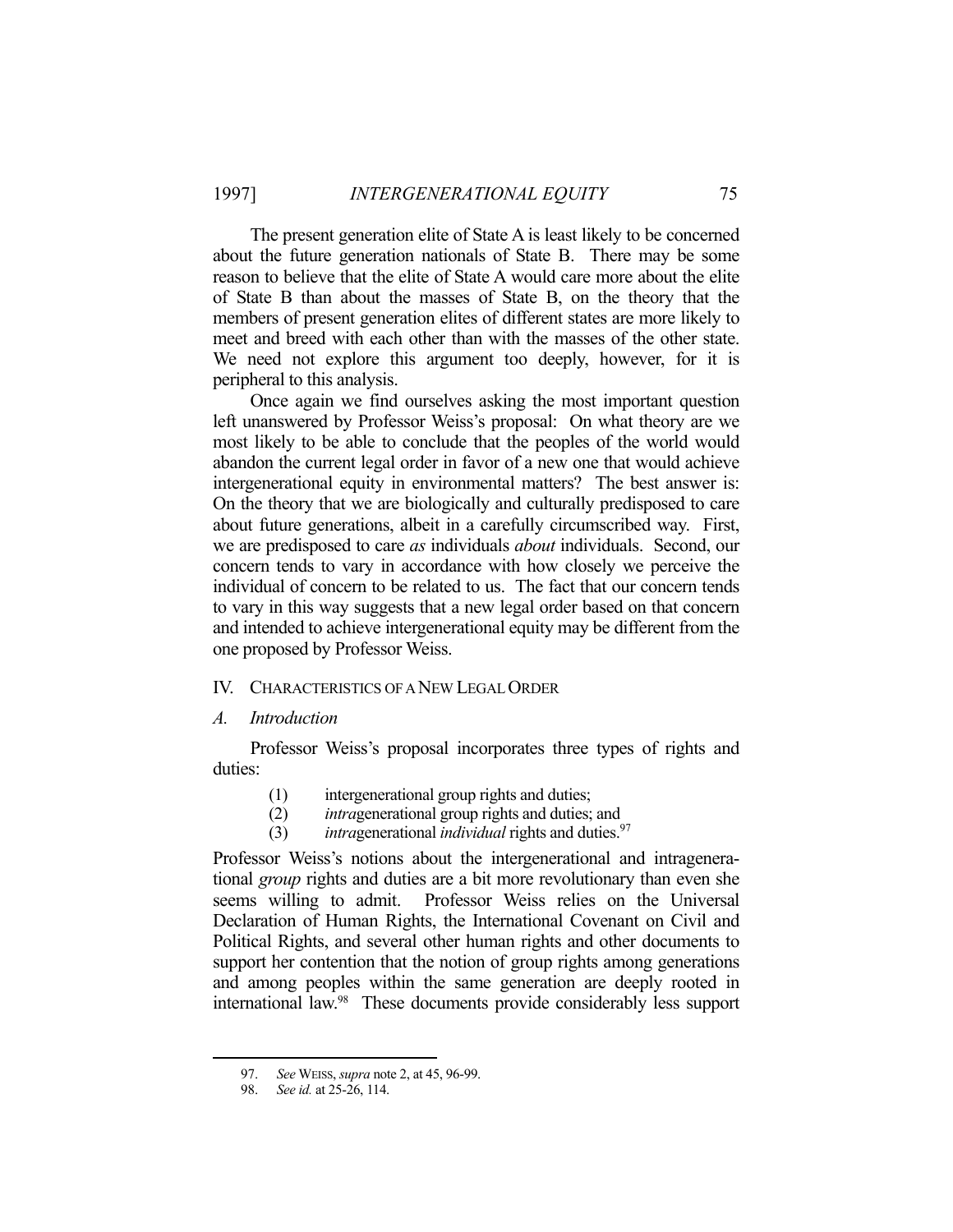The present generation elite of State A is least likely to be concerned about the future generation nationals of State B. There may be some reason to believe that the elite of State A would care more about the elite of State B than about the masses of State B, on the theory that the members of present generation elites of different states are more likely to meet and breed with each other than with the masses of the other state. We need not explore this argument too deeply, however, for it is peripheral to this analysis.

Once again we find ourselves asking the most important question left unanswered by Professor Weiss's proposal: On what theory are we most likely to be able to conclude that the peoples of the world would abandon the current legal order in favor of a new one that would achieve intergenerational equity in environmental matters? The best answer is: On the theory that we are biologically and culturally predisposed to care about future generations, albeit in a carefully circumscribed way. First, we are predisposed to care *as* individuals *about* individuals. Second, our concern tends to vary in accordance with how closely we perceive the individual of concern to be related to us. The fact that our concern tends to vary in this way suggests that a new legal order based on that concern and intended to achieve intergenerational equity may be different from the one proposed by Professor Weiss.

## IV. Characteristics of a New Legal Order

### A. *Introduction*

Professor Weiss's proposal incorporates three types of rights and duties:

(1) intergenerational group rights and duties;
(2) *intra*generational group rights and duties; and
(3) *intra*generational *individual* rights and duties.[97]

Professor Weiss's notions about the intergenerational and intragenerational *group* rights and duties are a bit more revolutionary than even she seems willing to admit. Professor Weiss relies on the Universal Declaration of Human Rights, the International Covenant on Civil and Political Rights, and several other human rights and other documents to support her contention that the notion of group rights among generations and among peoples within the same generation are deeply rooted in international law.[98] These documents provide considerably less support

---

97. *See* WEISS, *supra* note 2, at 45, 96-99.

98. *See id.* at 25-26, 114.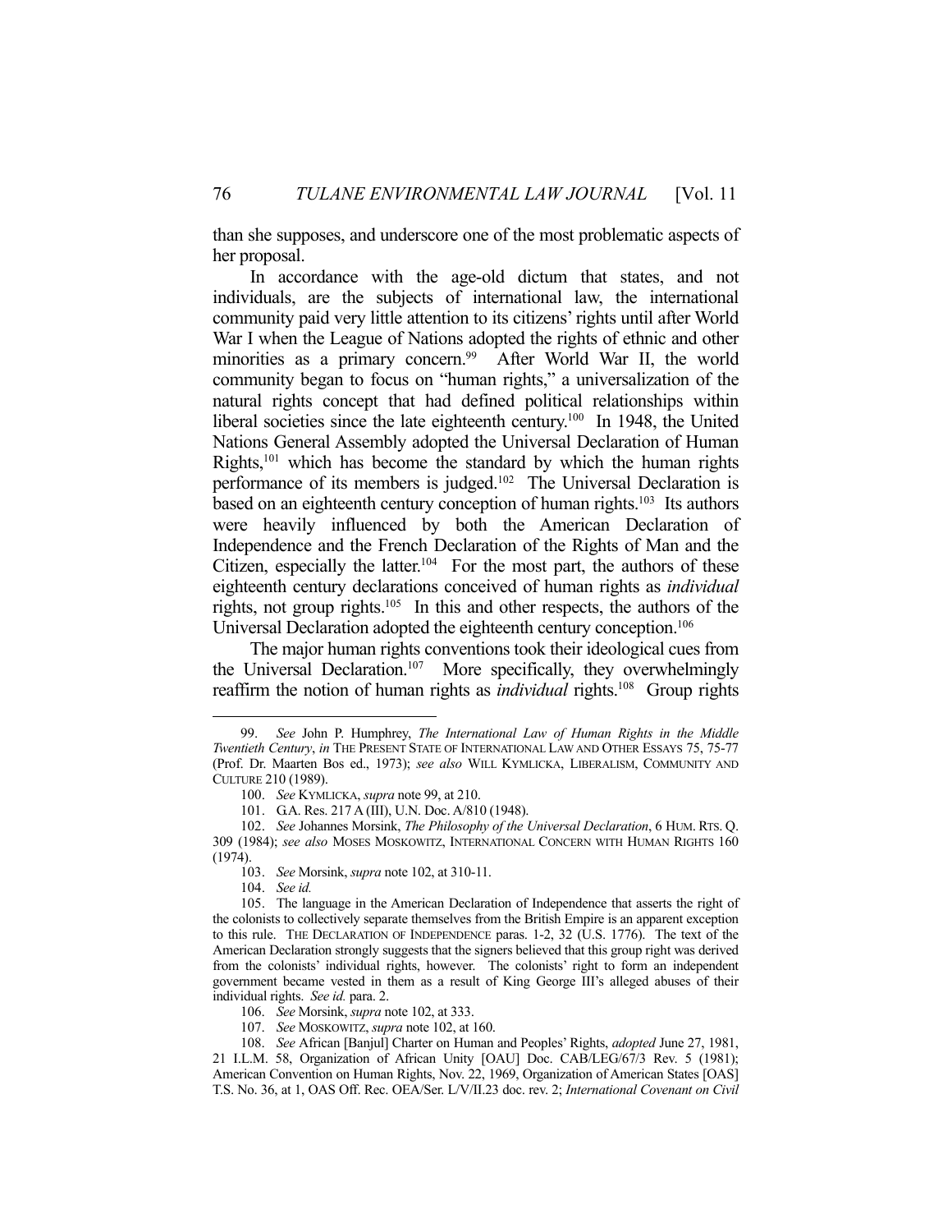than she supposes, and underscore one of the most problematic aspects of her proposal.

In accordance with the age-old dictum that states, and not individuals, are the subjects of international law, the international community paid very little attention to its citizens' rights until after World War I when the League of Nations adopted the rights of ethnic and other minorities as a primary concern.[99] After World War II, the world community began to focus on "human rights," a universalization of the natural rights concept that had defined political relationships within liberal societies since the late eighteenth century.[100] In 1948, the United Nations General Assembly adopted the Universal Declaration of Human Rights,[101] which has become the standard by which the human rights performance of its members is judged.[102] The Universal Declaration is based on an eighteenth century conception of human rights.[103] Its authors were heavily influenced by both the American Declaration of Independence and the French Declaration of the Rights of Man and the Citizen, especially the latter.[104] For the most part, the authors of these eighteenth century declarations conceived of human rights as *individual* rights, not group rights.[105] In this and other respects, the authors of the Universal Declaration adopted the eighteenth century conception.[106]

The major human rights conventions took their ideological cues from the Universal Declaration.[107] More specifically, they overwhelmingly reaffirm the notion of human rights as *individual* rights.[108] Group rights

---

99. *See* John P. Humphrey, *The International Law of Human Rights in the Middle Twentieth Century*, *in* THE PRESENT STATE OF INTERNATIONAL LAW AND OTHER ESSAYS 75, 75-77 (Prof. Dr. Maarten Bos ed., 1973); *see also* WILL KYMLICKA, LIBERALISM, COMMUNITY AND CULTURE 210 (1989).

100. *See* KYMLICKA, *supra* note 99, at 210.

101. G.A. Res. 217 A (III), U.N. Doc. A/810 (1948).

102. *See* Johannes Morsink, *The Philosophy of the Universal Declaration*, 6 HUM. RTS. Q. 309 (1984); *see also* MOSES MOSKOWITZ, INTERNATIONAL CONCERN WITH HUMAN RIGHTS 160 (1974).

103. *See* Morsink, *supra* note 102, at 310-11.

104. *See id.*

105. The language in the American Declaration of Independence that asserts the right of the colonists to collectively separate themselves from the British Empire is an apparent exception to this rule. THE DECLARATION OF INDEPENDENCE paras. 1-2, 32 (U.S. 1776). The text of the American Declaration strongly suggests that the signers believed that this group right was derived from the colonists' individual rights, however. The colonists' right to form an independent government became vested in them as a result of King George III's alleged abuses of their individual rights. *See id.* para. 2.

106. *See* Morsink, *supra* note 102, at 333.

107. *See* MOSKOWITZ, *supra* note 102, at 160.

108. *See* African [Banjul] Charter on Human and Peoples' Rights, *adopted* June 27, 1981, 21 I.L.M. 58, Organization of African Unity [OAU] Doc. CAB/LEG/67/3 Rev. 5 (1981); American Convention on Human Rights, Nov. 22, 1969, Organization of American States [OAS] T.S. No. 36, at 1, OAS Off. Rec. OEA/Ser. L/V/II.23 doc. rev. 2; *International Covenant on Civil*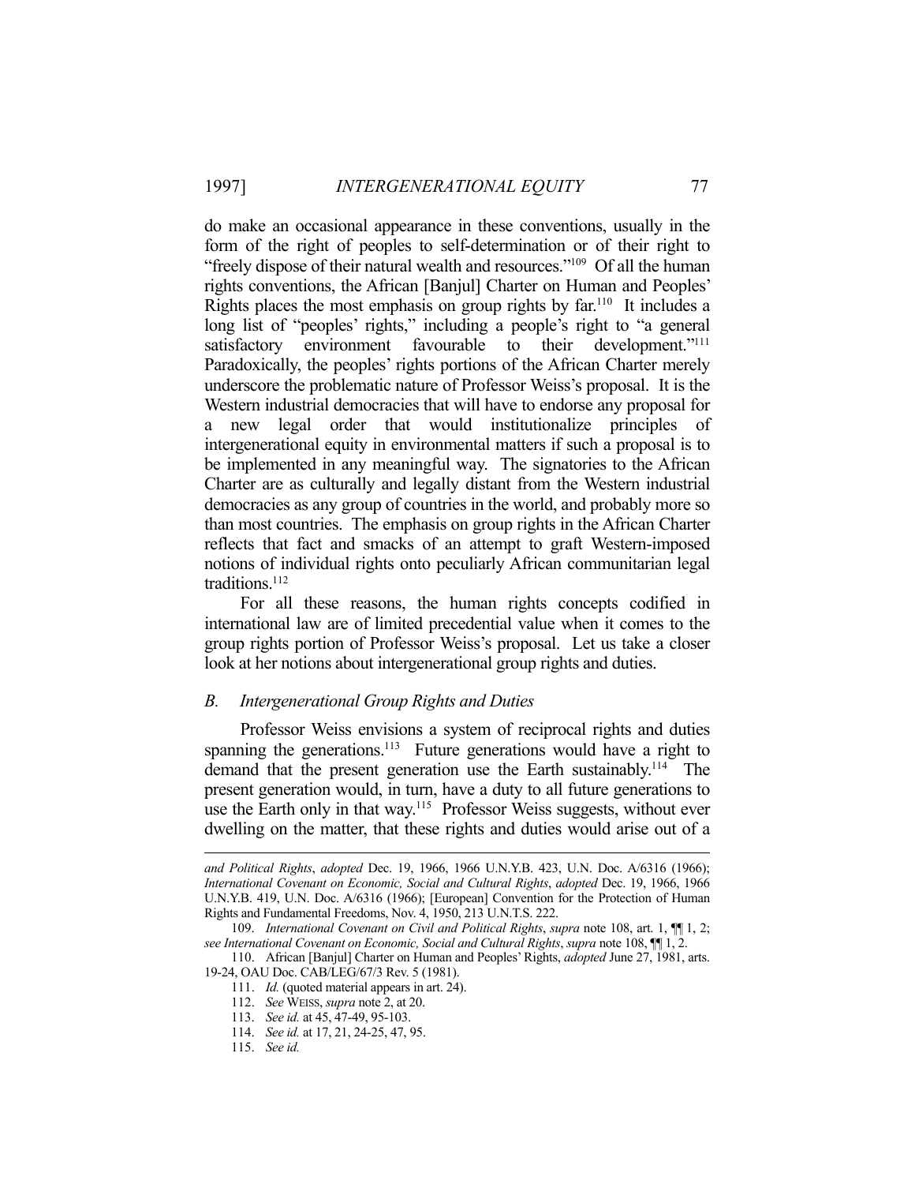do make an occasional appearance in these conventions, usually in the form of the right of peoples to self-determination or of their right to "freely dispose of their natural wealth and resources."[109] Of all the human rights conventions, the African [Banjul] Charter on Human and Peoples' Rights places the most emphasis on group rights by far.[110] It includes a long list of "peoples' rights," including a people's right to "a general satisfactory environment favourable to their development."[111] Paradoxically, the peoples' rights portions of the African Charter merely underscore the problematic nature of Professor Weiss's proposal. It is the Western industrial democracies that will have to endorse any proposal for a new legal order that would institutionalize principles of intergenerational equity in environmental matters if such a proposal is to be implemented in any meaningful way. The signatories to the African Charter are as culturally and legally distant from the Western industrial democracies as any group of countries in the world, and probably more so than most countries. The emphasis on group rights in the African Charter reflects that fact and smacks of an attempt to graft Western-imposed notions of individual rights onto peculiarly African communitarian legal traditions.[112]

For all these reasons, the human rights concepts codified in international law are of limited precedential value when it comes to the group rights portion of Professor Weiss's proposal. Let us take a closer look at her notions about intergenerational group rights and duties.

### *B. Intergenerational Group Rights and Duties*

Professor Weiss envisions a system of reciprocal rights and duties spanning the generations.[113] Future generations would have a right to demand that the present generation use the Earth sustainably.[114] The present generation would, in turn, have a duty to all future generations to use the Earth only in that way.[115] Professor Weiss suggests, without ever dwelling on the matter, that these rights and duties would arise out of a

---

*and Political Rights*, *adopted* Dec. 19, 1966, 1966 U.N.Y.B. 423, U.N. Doc. A/6316 (1966); *International Covenant on Economic, Social and Cultural Rights*, *adopted* Dec. 19, 1966, 1966 U.N.Y.B. 419, U.N. Doc. A/6316 (1966); [European] Convention for the Protection of Human Rights and Fundamental Freedoms, Nov. 4, 1950, 213 U.N.T.S. 222.

109. *International Covenant on Civil and Political Rights*, *supra* note 108, art. 1, ¶¶ 1, 2; *see International Covenant on Economic, Social and Cultural Rights*, *supra* note 108, ¶¶ 1, 2.

110. African [Banjul] Charter on Human and Peoples' Rights, *adopted* June 27, 1981, arts. 19-24, OAU Doc. CAB/LEG/67/3 Rev. 5 (1981).

111. *Id.* (quoted material appears in art. 24).

112. *See* WEISS, *supra* note 2, at 20.

113. *See id.* at 45, 47-49, 95-103.

114. *See id.* at 17, 21, 24-25, 47, 95.

115. *See id.*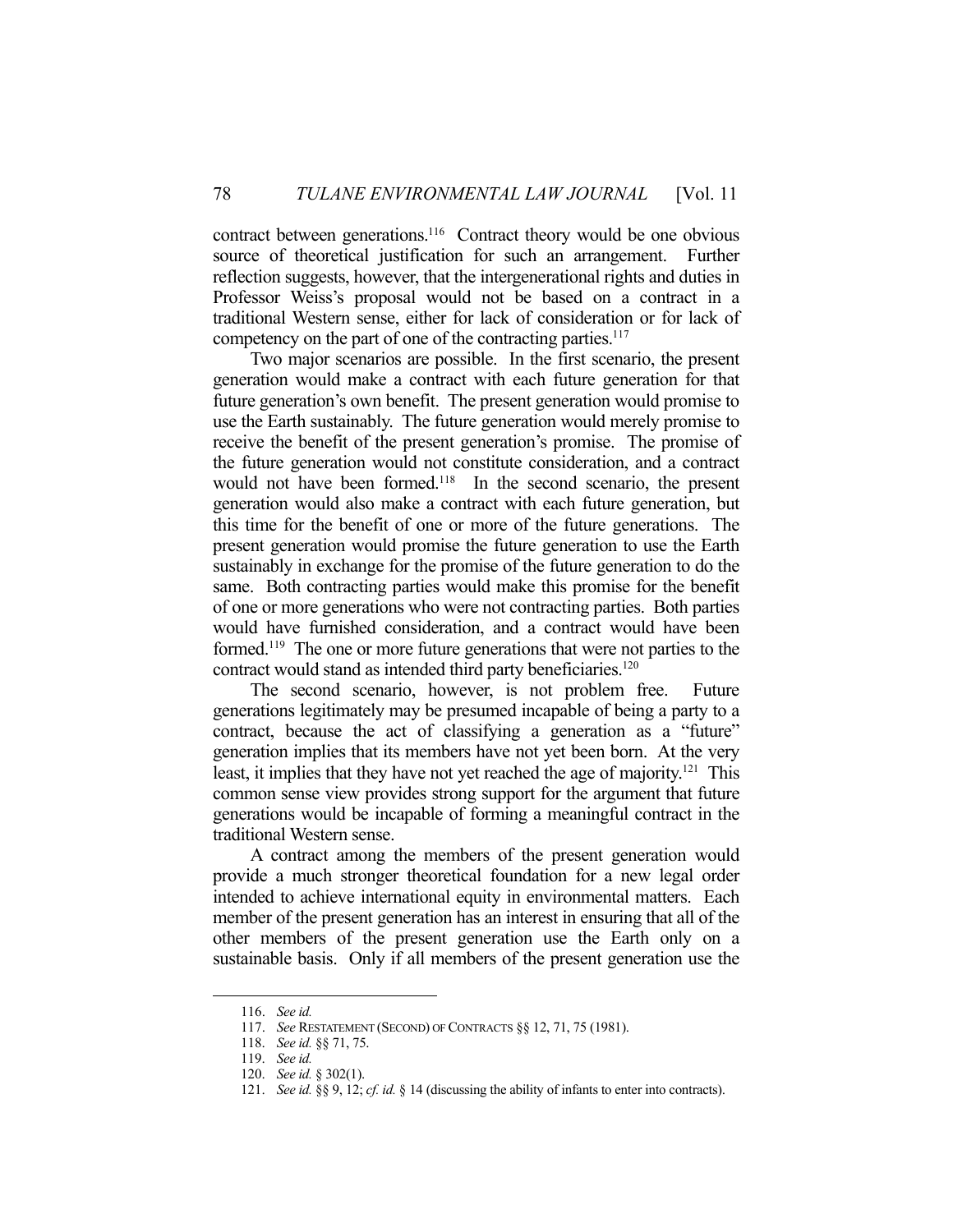contract between generations.[116] Contract theory would be one obvious source of theoretical justification for such an arrangement. Further reflection suggests, however, that the intergenerational rights and duties in Professor Weiss's proposal would not be based on a contract in a traditional Western sense, either for lack of consideration or for lack of competency on the part of one of the contracting parties.[117]

Two major scenarios are possible. In the first scenario, the present generation would make a contract with each future generation for that future generation's own benefit. The present generation would promise to use the Earth sustainably. The future generation would merely promise to receive the benefit of the present generation's promise. The promise of the future generation would not constitute consideration, and a contract would not have been formed.[118] In the second scenario, the present generation would also make a contract with each future generation, but this time for the benefit of one or more of the future generations. The present generation would promise the future generation to use the Earth sustainably in exchange for the promise of the future generation to do the same. Both contracting parties would make this promise for the benefit of one or more generations who were not contracting parties. Both parties would have furnished consideration, and a contract would have been formed.[119] The one or more future generations that were not parties to the contract would stand as intended third party beneficiaries.[120]

The second scenario, however, is not problem free. Future generations legitimately may be presumed incapable of being a party to a contract, because the act of classifying a generation as a "future" generation implies that its members have not yet been born. At the very least, it implies that they have not yet reached the age of majority.[121] This common sense view provides strong support for the argument that future generations would be incapable of forming a meaningful contract in the traditional Western sense.

A contract among the members of the present generation would provide a much stronger theoretical foundation for a new legal order intended to achieve international equity in environmental matters. Each member of the present generation has an interest in ensuring that all of the other members of the present generation use the Earth only on a sustainable basis. Only if all members of the present generation use the

---

116. *See id.*

117. *See* RESTATEMENT (SECOND) OF CONTRACTS §§ 12, 71, 75 (1981).

118. *See id.* §§ 71, 75.

119. *See id.*

120. *See id.* § 302(1).

121. *See id.* §§ 9, 12; *cf. id.* § 14 (discussing the ability of infants to enter into contracts).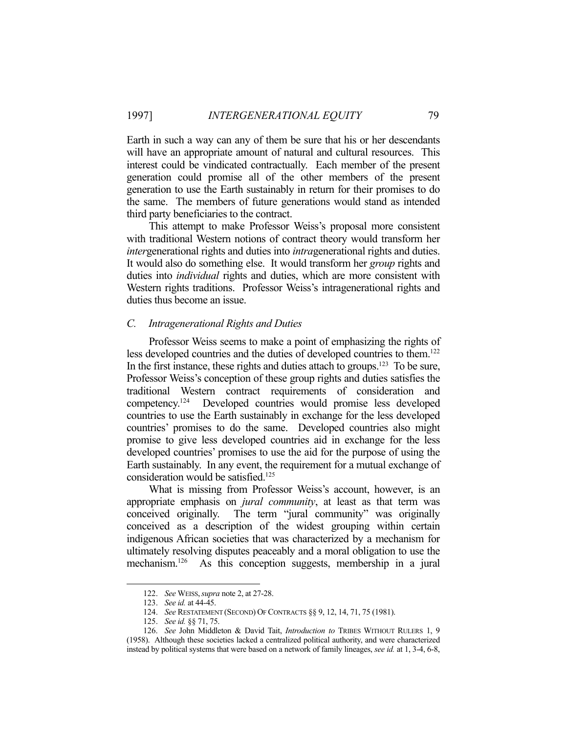Earth in such a way can any of them be sure that his or her descendants will have an appropriate amount of natural and cultural resources. This interest could be vindicated contractually. Each member of the present generation could promise all of the other members of the present generation to use the Earth sustainably in return for their promises to do the same. The members of future generations would stand as intended third party beneficiaries to the contract.

This attempt to make Professor Weiss's proposal more consistent with traditional Western notions of contract theory would transform her *inter*generational rights and duties into *intra*generational rights and duties. It would also do something else. It would transform her *group* rights and duties into *individual* rights and duties, which are more consistent with Western rights traditions. Professor Weiss's intragenerational rights and duties thus become an issue.

### C. Intragenerational Rights and Duties

Professor Weiss seems to make a point of emphasizing the rights of less developed countries and the duties of developed countries to them.[122] In the first instance, these rights and duties attach to groups.[123] To be sure, Professor Weiss's conception of these group rights and duties satisfies the traditional Western contract requirements of consideration and competency.[124] Developed countries would promise less developed countries to use the Earth sustainably in exchange for the less developed countries' promises to do the same. Developed countries also might promise to give less developed countries aid in exchange for the less developed countries' promises to use the aid for the purpose of using the Earth sustainably. In any event, the requirement for a mutual exchange of consideration would be satisfied.[125]

What is missing from Professor Weiss's account, however, is an appropriate emphasis on *jural community*, at least as that term was conceived originally. The term "jural community" was originally conceived as a description of the widest grouping within certain indigenous African societies that was characterized by a mechanism for ultimately resolving disputes peaceably and a moral obligation to use the mechanism.[126] As this conception suggests, membership in a jural

---

122. *See* WEISS, *supra* note 2, at 27-28.

123. *See id.* at 44-45.

124. *See* RESTATEMENT (SECOND) OF CONTRACTS §§ 9, 12, 14, 71, 75 (1981).

125. *See id.* §§ 71, 75.

126. *See* John Middleton & David Tait, *Introduction to* TRIBES WITHOUT RULERS 1, 9 (1958). Although these societies lacked a centralized political authority, and were characterized instead by political systems that were based on a network of family lineages, *see id.* at 1, 3-4, 6-8,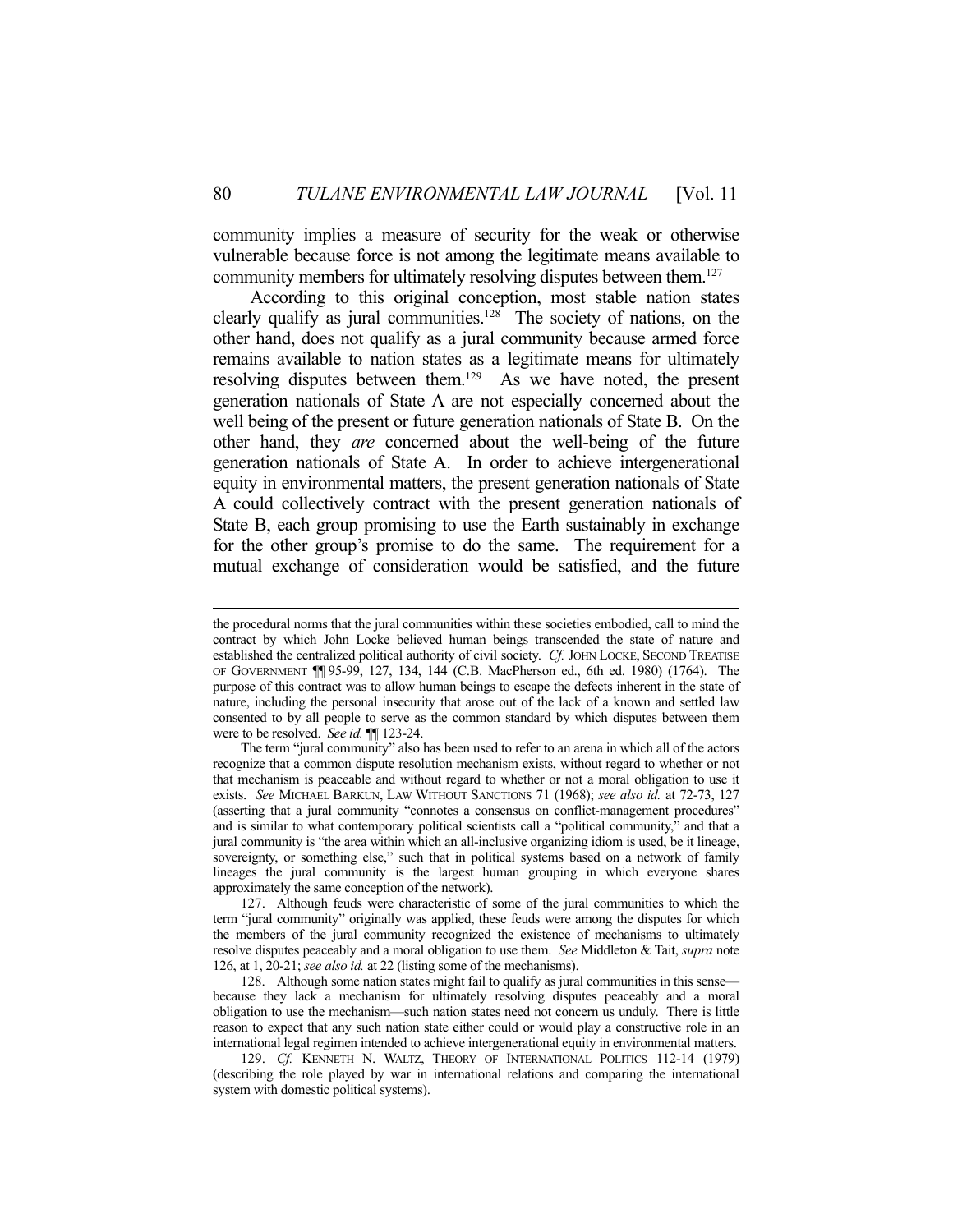community implies a measure of security for the weak or otherwise vulnerable because force is not among the legitimate means available to community members for ultimately resolving disputes between them.[127]

According to this original conception, most stable nation states clearly qualify as jural communities.[128] The society of nations, on the other hand, does not qualify as a jural community because armed force remains available to nation states as a legitimate means for ultimately resolving disputes between them.[129] As we have noted, the present generation nationals of State A are not especially concerned about the well being of the present or future generation nationals of State B. On the other hand, they *are* concerned about the well-being of the future generation nationals of State A. In order to achieve intergenerational equity in environmental matters, the present generation nationals of State A could collectively contract with the present generation nationals of State B, each group promising to use the Earth sustainably in exchange for the other group's promise to do the same. The requirement for a mutual exchange of consideration would be satisfied, and the future

---

the procedural norms that the jural communities within these societies embodied, call to mind the contract by which John Locke believed human beings transcended the state of nature and established the centralized political authority of civil society. *Cf.* JOHN LOCKE, SECOND TREATISE OF GOVERNMENT ¶¶ 95-99, 127, 134, 144 (C.B. MacPherson ed., 6th ed. 1980) (1764). The purpose of this contract was to allow human beings to escape the defects inherent in the state of nature, including the personal insecurity that arose out of the lack of a known and settled law consented to by all people to serve as the common standard by which disputes between them were to be resolved. *See id.* ¶¶ 123-24.

The term "jural community" also has been used to refer to an arena in which all of the actors recognize that a common dispute resolution mechanism exists, without regard to whether or not that mechanism is peaceable and without regard to whether or not a moral obligation to use it exists. *See* MICHAEL BARKUN, LAW WITHOUT SANCTIONS 71 (1968); *see also id.* at 72-73, 127 (asserting that a jural community "connotes a consensus on conflict-management procedures" and is similar to what contemporary political scientists call a "political community," and that a jural community is "the area within which an all-inclusive organizing idiom is used, be it lineage, sovereignty, or something else," such that in political systems based on a network of family lineages the jural community is the largest human grouping in which everyone shares approximately the same conception of the network).

127. Although feuds were characteristic of some of the jural communities to which the term "jural community" originally was applied, these feuds were among the disputes for which the members of the jural community recognized the existence of mechanisms to ultimately resolve disputes peaceably and a moral obligation to use them. *See* Middleton & Tait, *supra* note 126, at 1, 20-21; *see also id.* at 22 (listing some of the mechanisms).

128. Although some nation states might fail to qualify as jural communities in this sense—because they lack a mechanism for ultimately resolving disputes peaceably and a moral obligation to use the mechanism—such nation states need not concern us unduly. There is little reason to expect that any such nation state either could or would play a constructive role in an international legal regimen intended to achieve intergenerational equity in environmental matters.

129. *Cf.* KENNETH N. WALTZ, THEORY OF INTERNATIONAL POLITICS 112-14 (1979) (describing the role played by war in international relations and comparing the international system with domestic political systems).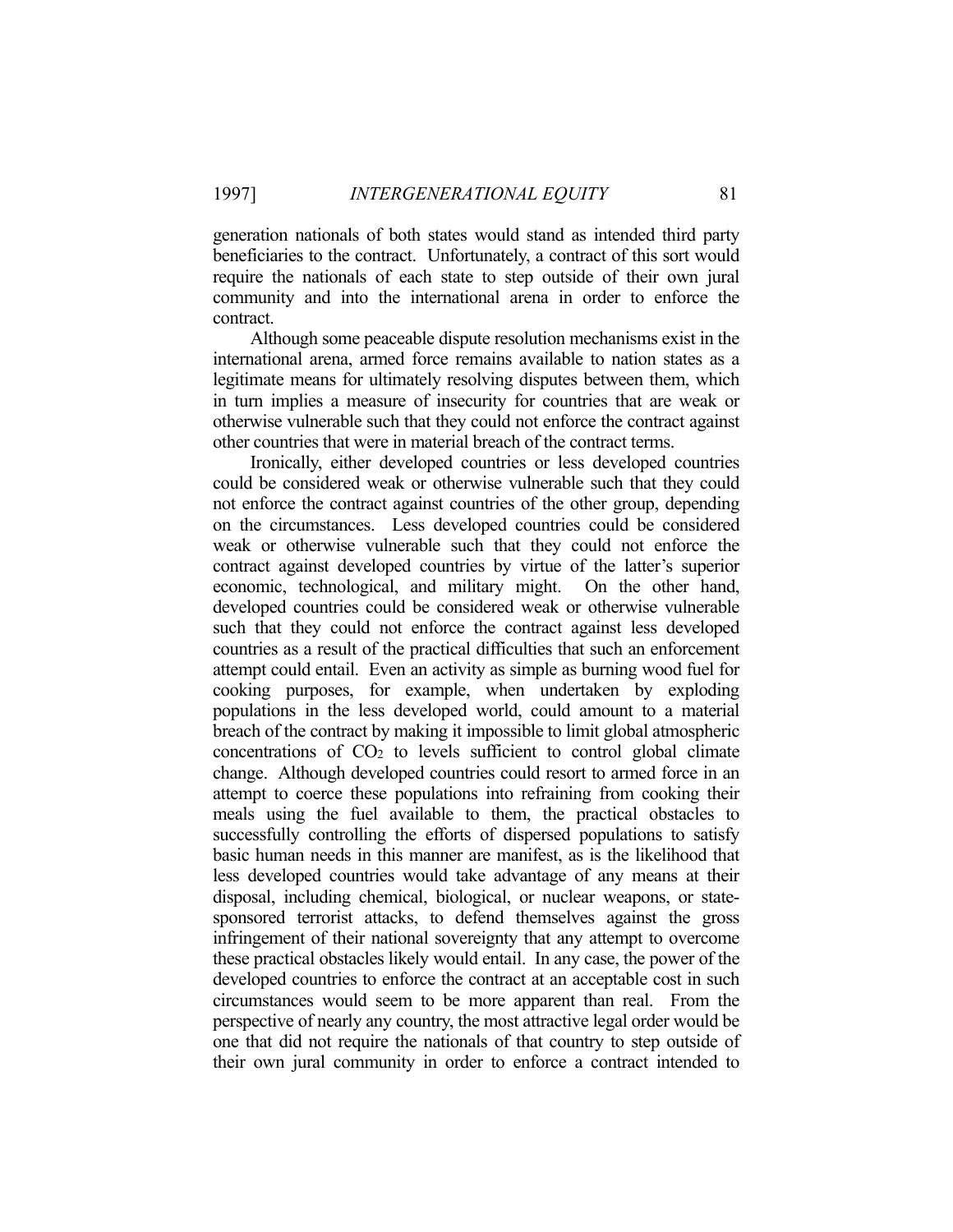generation nationals of both states would stand as intended third party beneficiaries to the contract. Unfortunately, a contract of this sort would require the nationals of each state to step outside of their own jural community and into the international arena in order to enforce the contract.

Although some peaceable dispute resolution mechanisms exist in the international arena, armed force remains available to nation states as a legitimate means for ultimately resolving disputes between them, which in turn implies a measure of insecurity for countries that are weak or otherwise vulnerable such that they could not enforce the contract against other countries that were in material breach of the contract terms.

Ironically, either developed countries or less developed countries could be considered weak or otherwise vulnerable such that they could not enforce the contract against countries of the other group, depending on the circumstances. Less developed countries could be considered weak or otherwise vulnerable such that they could not enforce the contract against developed countries by virtue of the latter's superior economic, technological, and military might. On the other hand, developed countries could be considered weak or otherwise vulnerable such that they could not enforce the contract against less developed countries as a result of the practical difficulties that such an enforcement attempt could entail. Even an activity as simple as burning wood fuel for cooking purposes, for example, when undertaken by exploding populations in the less developed world, could amount to a material breach of the contract by making it impossible to limit global atmospheric concentrations of $CO_2$ to levels sufficient to control global climate change. Although developed countries could resort to armed force in an attempt to coerce these populations into refraining from cooking their meals using the fuel available to them, the practical obstacles to successfully controlling the efforts of dispersed populations to satisfy basic human needs in this manner are manifest, as is the likelihood that less developed countries would take advantage of any means at their disposal, including chemical, biological, or nuclear weapons, or state-sponsored terrorist attacks, to defend themselves against the gross infringement of their national sovereignty that any attempt to overcome these practical obstacles likely would entail. In any case, the power of the developed countries to enforce the contract at an acceptable cost in such circumstances would seem to be more apparent than real. From the perspective of nearly any country, the most attractive legal order would be one that did not require the nationals of that country to step outside of their own jural community in order to enforce a contract intended to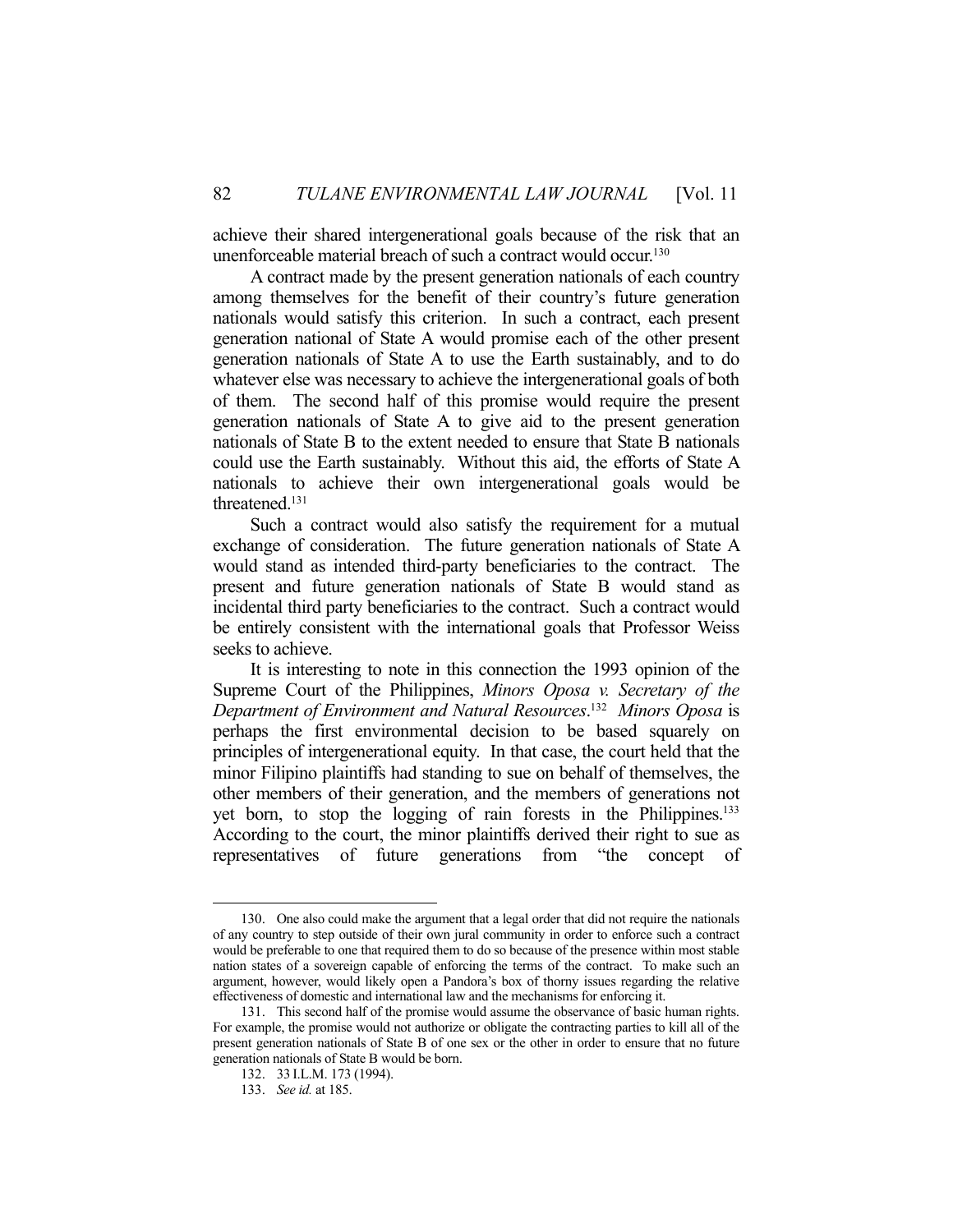achieve their shared intergenerational goals because of the risk that an unenforceable material breach of such a contract would occur.[130]

A contract made by the present generation nationals of each country among themselves for the benefit of their country's future generation nationals would satisfy this criterion. In such a contract, each present generation national of State A would promise each of the other present generation nationals of State A to use the Earth sustainably, and to do whatever else was necessary to achieve the intergenerational goals of both of them. The second half of this promise would require the present generation nationals of State A to give aid to the present generation nationals of State B to the extent needed to ensure that State B nationals could use the Earth sustainably. Without this aid, the efforts of State A nationals to achieve their own intergenerational goals would be threatened.[131]

Such a contract would also satisfy the requirement for a mutual exchange of consideration. The future generation nationals of State A would stand as intended third-party beneficiaries to the contract. The present and future generation nationals of State B would stand as incidental third party beneficiaries to the contract. Such a contract would be entirely consistent with the international goals that Professor Weiss seeks to achieve.

It is interesting to note in this connection the 1993 opinion of the Supreme Court of the Philippines, *Minors Oposa v. Secretary of the Department of Environment and Natural Resources*.[132] *Minors Oposa* is perhaps the first environmental decision to be based squarely on principles of intergenerational equity. In that case, the court held that the minor Filipino plaintiffs had standing to sue on behalf of themselves, the other members of their generation, and the members of generations not yet born, to stop the logging of rain forests in the Philippines.[133] According to the court, the minor plaintiffs derived their right to sue as representatives of future generations from "the concept of

---

130. One also could make the argument that a legal order that did not require the nationals of any country to step outside of their own jural community in order to enforce such a contract would be preferable to one that required them to do so because of the presence within most stable nation states of a sovereign capable of enforcing the terms of the contract. To make such an argument, however, would likely open a Pandora's box of thorny issues regarding the relative effectiveness of domestic and international law and the mechanisms for enforcing it.

131. This second half of the promise would assume the observance of basic human rights. For example, the promise would not authorize or obligate the contracting parties to kill all of the present generation nationals of State B of one sex or the other in order to ensure that no future generation nationals of State B would be born.

132. 33 I.L.M. 173 (1994).

133. *See id.* at 185.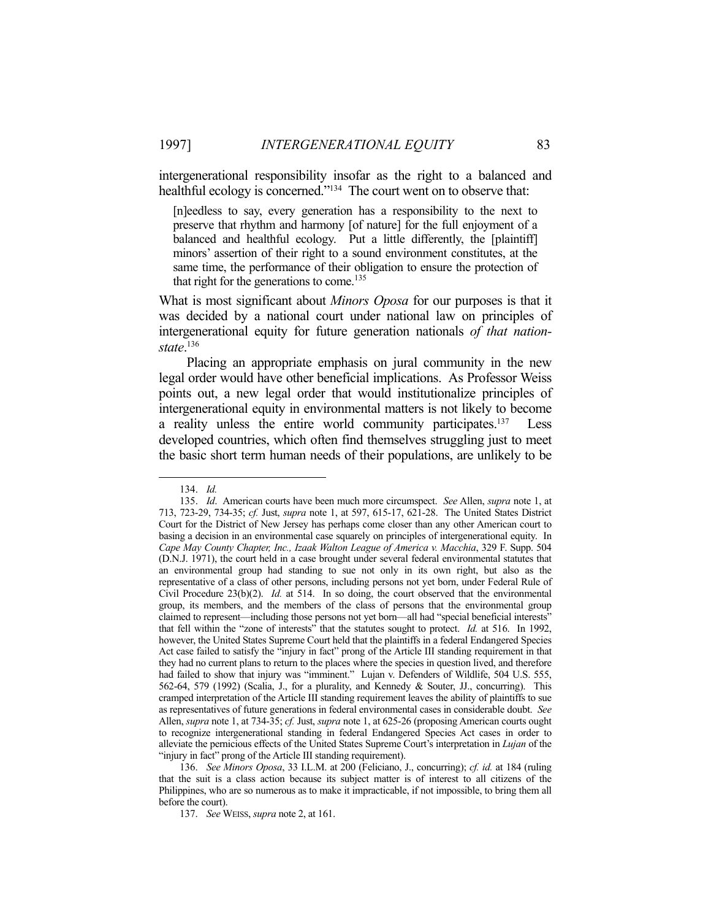intergenerational responsibility insofar as the right to a balanced and healthful ecology is concerned."[134] The court went on to observe that:

> [n]eedless to say, every generation has a responsibility to the next to preserve that rhythm and harmony [of nature] for the full enjoyment of a balanced and healthful ecology. Put a little differently, the [plaintiff] minors' assertion of their right to a sound environment constitutes, at the same time, the performance of their obligation to ensure the protection of that right for the generations to come.[135]

What is most significant about *Minors Oposa* for our purposes is that it was decided by a national court under national law on principles of intergenerational equity for future generation nationals *of that nation-state*.[136]

Placing an appropriate emphasis on jural community in the new legal order would have other beneficial implications. As Professor Weiss points out, a new legal order that would institutionalize principles of intergenerational equity in environmental matters is not likely to become a reality unless the entire world community participates.[137] Less developed countries, which often find themselves struggling just to meet the basic short term human needs of their populations, are unlikely to be

---

134. *Id.*

135. *Id*. American courts have been much more circumspect. *See* Allen, *supra* note 1, at 713, 723-29, 734-35; *cf.* Just, *supra* note 1, at 597, 615-17, 621-28. The United States District Court for the District of New Jersey has perhaps come closer than any other American court to basing a decision in an environmental case squarely on principles of intergenerational equity. In *Cape May County Chapter, Inc., Izaak Walton League of America v. Macchia*, 329 F. Supp. 504 (D.N.J. 1971), the court held in a case brought under several federal environmental statutes that an environmental group had standing to sue not only in its own right, but also as the representative of a class of other persons, including persons not yet born, under Federal Rule of Civil Procedure 23(b)(2). *Id.* at 514. In so doing, the court observed that the environmental group, its members, and the members of the class of persons that the environmental group claimed to represent—including those persons not yet born—all had "special beneficial interests" that fell within the "zone of interests" that the statutes sought to protect. *Id.* at 516. In 1992, however, the United States Supreme Court held that the plaintiffs in a federal Endangered Species Act case failed to satisfy the "injury in fact" prong of the Article III standing requirement in that they had no current plans to return to the places where the species in question lived, and therefore had failed to show that injury was "imminent." Lujan v. Defenders of Wildlife, 504 U.S. 555, 562-64, 579 (1992) (Scalia, J., for a plurality, and Kennedy & Souter, JJ., concurring). This cramped interpretation of the Article III standing requirement leaves the ability of plaintiffs to sue as representatives of future generations in federal environmental cases in considerable doubt. *See* Allen, *supra* note 1, at 734-35; *cf.* Just, *supra* note 1, at 625-26 (proposing American courts ought to recognize intergenerational standing in federal Endangered Species Act cases in order to alleviate the pernicious effects of the United States Supreme Court's interpretation in *Lujan* of the "injury in fact" prong of the Article III standing requirement).

136. *See Minors Oposa*, 33 I.L.M. at 200 (Feliciano, J., concurring); *cf. id.* at 184 (ruling that the suit is a class action because its subject matter is of interest to all citizens of the Philippines, who are so numerous as to make it impracticable, if not impossible, to bring them all before the court).

137. *See* WEISS, *supra* note 2, at 161.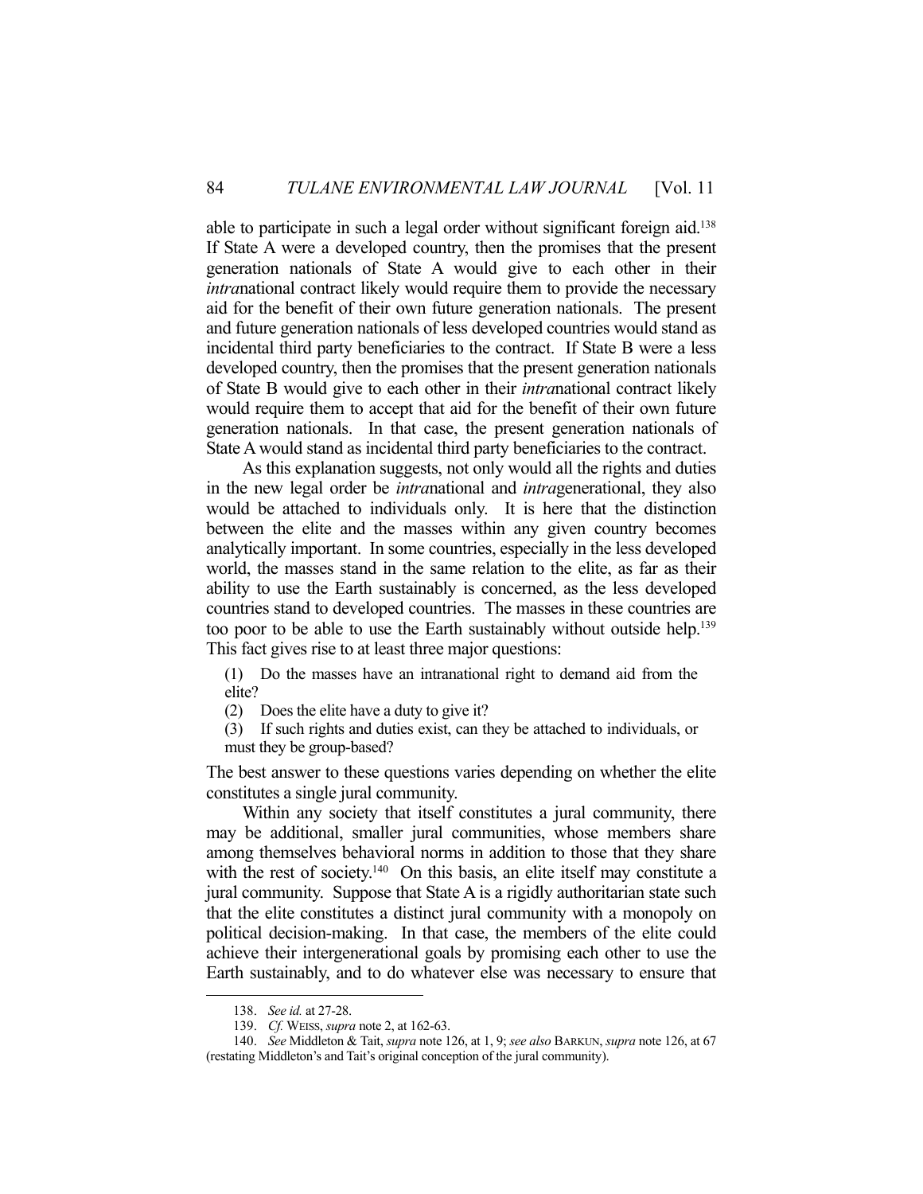able to participate in such a legal order without significant foreign aid.[138] If State A were a developed country, then the promises that the present generation nationals of State A would give to each other in their *intra*national contract likely would require them to provide the necessary aid for the benefit of their own future generation nationals. The present and future generation nationals of less developed countries would stand as incidental third party beneficiaries to the contract. If State B were a less developed country, then the promises that the present generation nationals of State B would give to each other in their *intra*national contract likely would require them to accept that aid for the benefit of their own future generation nationals. In that case, the present generation nationals of State A would stand as incidental third party beneficiaries to the contract.

As this explanation suggests, not only would all the rights and duties in the new legal order be *intra*national and *intra*generational, they also would be attached to individuals only. It is here that the distinction between the elite and the masses within any given country becomes analytically important. In some countries, especially in the less developed world, the masses stand in the same relation to the elite, as far as their ability to use the Earth sustainably is concerned, as the less developed countries stand to developed countries. The masses in these countries are too poor to be able to use the Earth sustainably without outside help.[139] This fact gives rise to at least three major questions:

> (1) Do the masses have an intranational right to demand aid from the elite?
> (2) Does the elite have a duty to give it?
> (3) If such rights and duties exist, can they be attached to individuals, or must they be group-based?

The best answer to these questions varies depending on whether the elite constitutes a single jural community.

Within any society that itself constitutes a jural community, there may be additional, smaller jural communities, whose members share among themselves behavioral norms in addition to those that they share with the rest of society.[140] On this basis, an elite itself may constitute a jural community. Suppose that State A is a rigidly authoritarian state such that the elite constitutes a distinct jural community with a monopoly on political decision-making. In that case, the members of the elite could achieve their intergenerational goals by promising each other to use the Earth sustainably, and to do whatever else was necessary to ensure that

---

138. *See id.* at 27-28.

139. *Cf.* WEISS, *supra* note 2, at 162-63.

140. *See* Middleton & Tait, *supra* note 126, at 1, 9; *see also* BARKUN, *supra* note 126, at 67 (restating Middleton's and Tait's original conception of the jural community).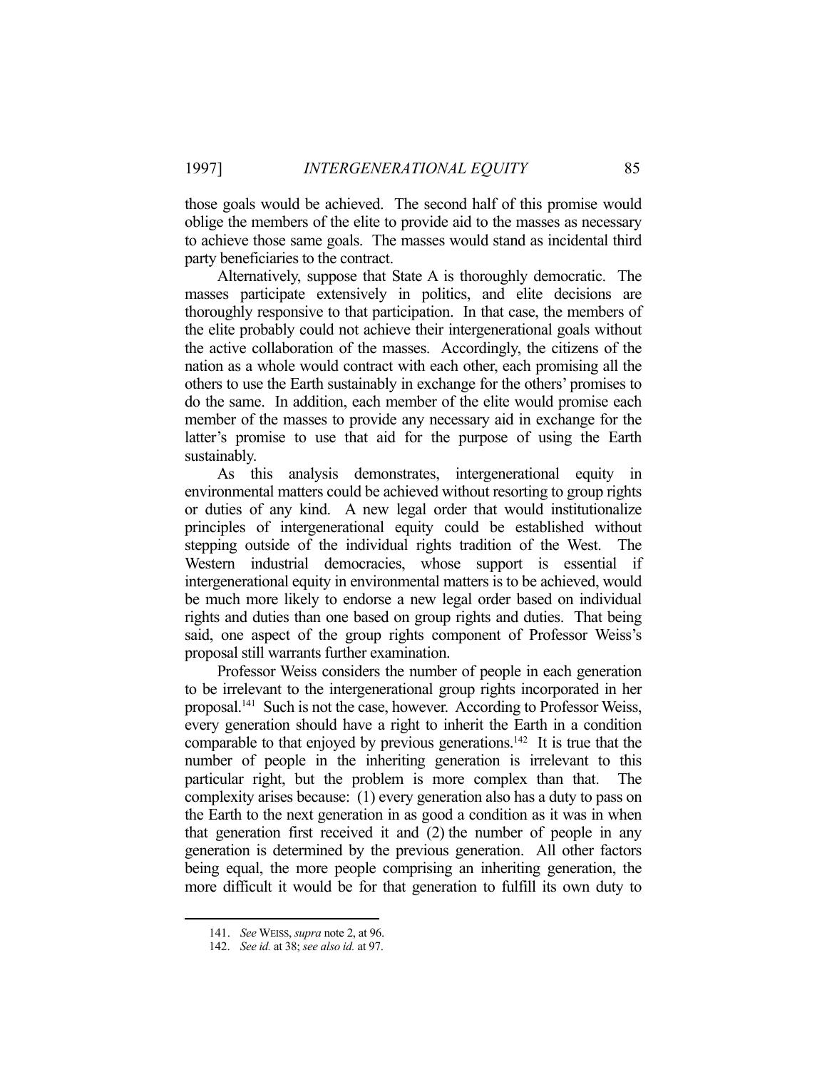those goals would be achieved. The second half of this promise would oblige the members of the elite to provide aid to the masses as necessary to achieve those same goals. The masses would stand as incidental third party beneficiaries to the contract.

Alternatively, suppose that State A is thoroughly democratic. The masses participate extensively in politics, and elite decisions are thoroughly responsive to that participation. In that case, the members of the elite probably could not achieve their intergenerational goals without the active collaboration of the masses. Accordingly, the citizens of the nation as a whole would contract with each other, each promising all the others to use the Earth sustainably in exchange for the others' promises to do the same. In addition, each member of the elite would promise each member of the masses to provide any necessary aid in exchange for the latter's promise to use that aid for the purpose of using the Earth sustainably.

As this analysis demonstrates, intergenerational equity in environmental matters could be achieved without resorting to group rights or duties of any kind. A new legal order that would institutionalize principles of intergenerational equity could be established without stepping outside of the individual rights tradition of the West. The Western industrial democracies, whose support is essential if intergenerational equity in environmental matters is to be achieved, would be much more likely to endorse a new legal order based on individual rights and duties than one based on group rights and duties. That being said, one aspect of the group rights component of Professor Weiss's proposal still warrants further examination.

Professor Weiss considers the number of people in each generation to be irrelevant to the intergenerational group rights incorporated in her proposal.[141] Such is not the case, however. According to Professor Weiss, every generation should have a right to inherit the Earth in a condition comparable to that enjoyed by previous generations.[142] It is true that the number of people in the inheriting generation is irrelevant to this particular right, but the problem is more complex than that. The complexity arises because: (1) every generation also has a duty to pass on the Earth to the next generation in as good a condition as it was in when that generation first received it and (2) the number of people in any generation is determined by the previous generation. All other factors being equal, the more people comprising an inheriting generation, the more difficult it would be for that generation to fulfill its own duty to

---

141. *See* WEISS, *supra* note 2, at 96.
142. *See id.* at 38; *see also id.* at 97.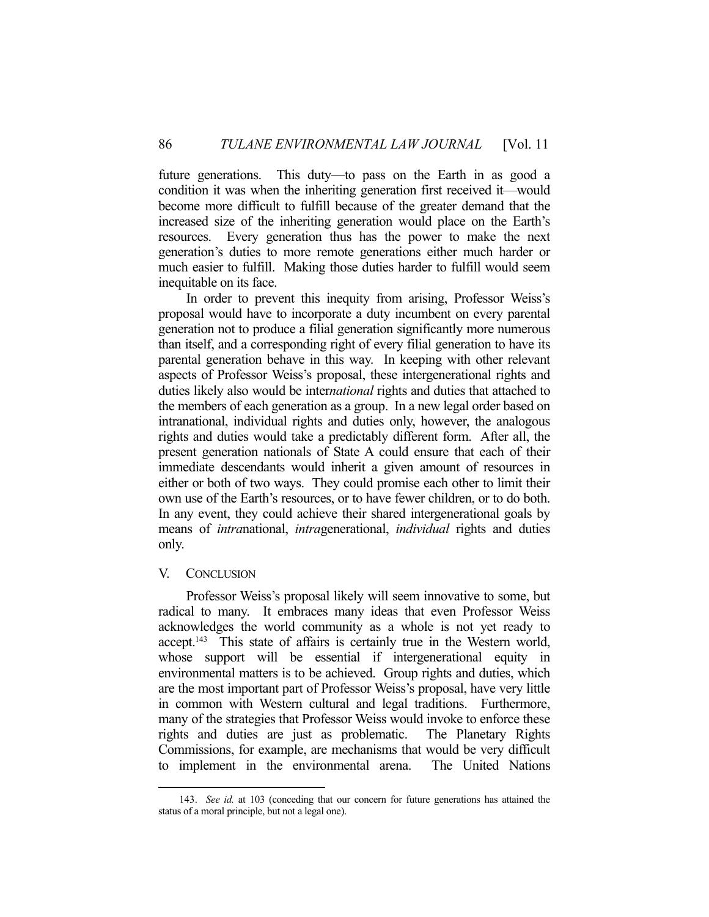future generations. This duty—to pass on the Earth in as good a condition it was when the inheriting generation first received it—would become more difficult to fulfill because of the greater demand that the increased size of the inheriting generation would place on the Earth's resources. Every generation thus has the power to make the next generation's duties to more remote generations either much harder or much easier to fulfill. Making those duties harder to fulfill would seem inequitable on its face.

In order to prevent this inequity from arising, Professor Weiss's proposal would have to incorporate a duty incumbent on every parental generation not to produce a filial generation significantly more numerous than itself, and a corresponding right of every filial generation to have its parental generation behave in this way. In keeping with other relevant aspects of Professor Weiss's proposal, these intergenerational rights and duties likely also would be inter*national* rights and duties that attached to the members of each generation as a group. In a new legal order based on intranational, individual rights and duties only, however, the analogous rights and duties would take a predictably different form. After all, the present generation nationals of State A could ensure that each of their immediate descendants would inherit a given amount of resources in either or both of two ways. They could promise each other to limit their own use of the Earth's resources, or to have fewer children, or to do both. In any event, they could achieve their shared intergenerational goals by means of *intra*national, *intra*generational, *individual* rights and duties only.

## V. CONCLUSION

Professor Weiss's proposal likely will seem innovative to some, but radical to many. It embraces many ideas that even Professor Weiss acknowledges the world community as a whole is not yet ready to accept.[143] This state of affairs is certainly true in the Western world, whose support will be essential if intergenerational equity in environmental matters is to be achieved. Group rights and duties, which are the most important part of Professor Weiss's proposal, have very little in common with Western cultural and legal traditions. Furthermore, many of the strategies that Professor Weiss would invoke to enforce these rights and duties are just as problematic. The Planetary Rights Commissions, for example, are mechanisms that would be very difficult to implement in the environmental arena. The United Nations

---

143. *See id.* at 103 (conceding that our concern for future generations has attained the status of a moral principle, but not a legal one).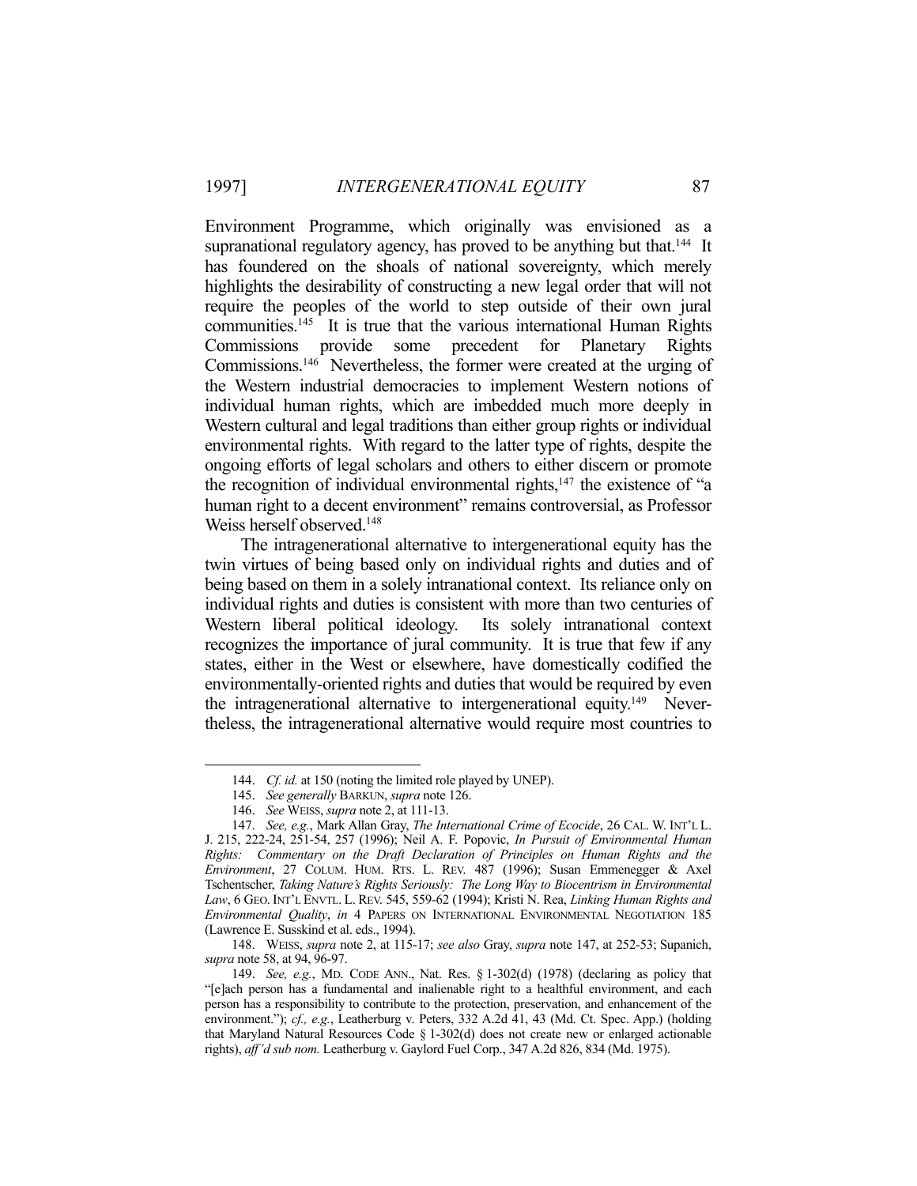Environment Programme, which originally was envisioned as a supranational regulatory agency, has proved to be anything but that.[144] It has foundered on the shoals of national sovereignty, which merely highlights the desirability of constructing a new legal order that will not require the peoples of the world to step outside of their own jural communities.[145] It is true that the various international Human Rights Commissions provide some precedent for Planetary Rights Commissions.[146] Nevertheless, the former were created at the urging of the Western industrial democracies to implement Western notions of individual human rights, which are imbedded much more deeply in Western cultural and legal traditions than either group rights or individual environmental rights. With regard to the latter type of rights, despite the ongoing efforts of legal scholars and others to either discern or promote the recognition of individual environmental rights,[147] the existence of "a human right to a decent environment" remains controversial, as Professor Weiss herself observed.[148]

The intragenerational alternative to intergenerational equity has the twin virtues of being based only on individual rights and duties and of being based on them in a solely intranational context. Its reliance only on individual rights and duties is consistent with more than two centuries of Western liberal political ideology. Its solely intranational context recognizes the importance of jural community. It is true that few if any states, either in the West or elsewhere, have domestically codified the environmentally-oriented rights and duties that would be required by even the intragenerational alternative to intergenerational equity.[149] Nevertheless, the intragenerational alternative would require most countries to

---

144. *Cf. id.* at 150 (noting the limited role played by UNEP).

145. *See generally* BARKUN, *supra* note 126.

146. *See* WEISS, *supra* note 2, at 111-13.

147. *See, e.g.*, Mark Allan Gray, *The International Crime of Ecocide*, 26 CAL. W. INT'L L. J. 215, 222-24, 251-54, 257 (1996); Neil A. F. Popovic, *In Pursuit of Environmental Human Rights: Commentary on the Draft Declaration of Principles on Human Rights and the Environment*, 27 COLUM. HUM. RTS. L. REV. 487 (1996); Susan Emmenegger & Axel Tschentscher, *Taking Nature's Rights Seriously: The Long Way to Biocentrism in Environmental Law*, 6 GEO. INT'L ENVTL. L. REV. 545, 559-62 (1994); Kristi N. Rea, *Linking Human Rights and Environmental Quality*, *in* 4 PAPERS ON INTERNATIONAL ENVIRONMENTAL NEGOTIATION 185 (Lawrence E. Susskind et al. eds., 1994).

148. WEISS, *supra* note 2, at 115-17; *see also* Gray, *supra* note 147, at 252-53; Supanich, *supra* note 58, at 94, 96-97.

149. *See, e.g.*, MD. CODE ANN., Nat. Res. § 1-302(d) (1978) (declaring as policy that "[e]ach person has a fundamental and inalienable right to a healthful environment, and each person has a responsibility to contribute to the protection, preservation, and enhancement of the environment."); *cf., e.g.*, Leatherburg v. Peters, 332 A.2d 41, 43 (Md. Ct. Spec. App.) (holding that Maryland Natural Resources Code § 1-302(d) does not create new or enlarged actionable rights), *aff'd sub nom.* Leatherburg v. Gaylord Fuel Corp., 347 A.2d 826, 834 (Md. 1975).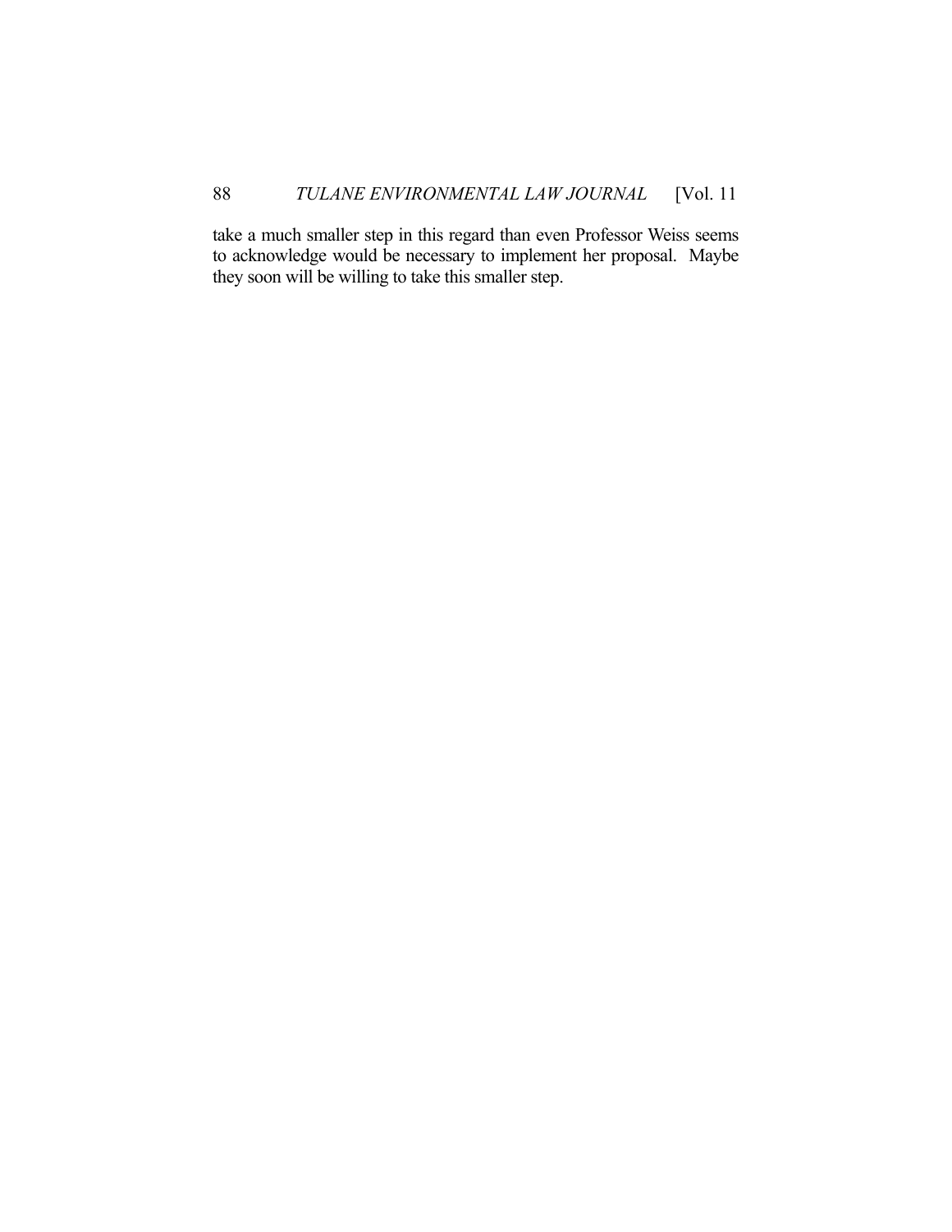take a much smaller step in this regard than even Professor Weiss seems to acknowledge would be necessary to implement her proposal. Maybe they soon will be willing to take this smaller step.